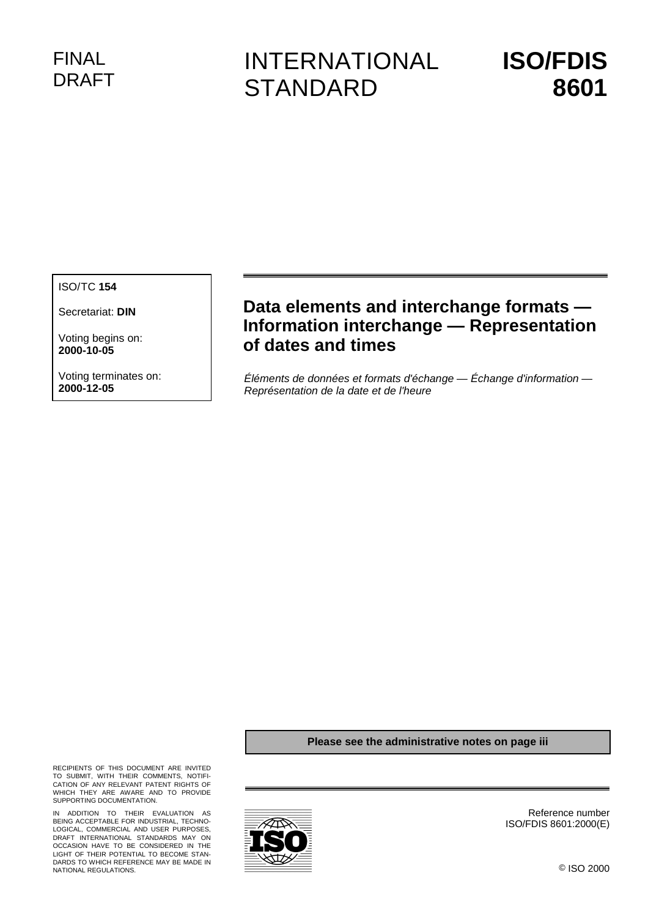FINAL DRAFT

# INTERNATIONAL STANDARD

# ISO/FDIS 8601

ISO/TC **154**

Secretariat: **DIN**

Voting begins on:
**2000-10-05**

Voting terminates on:
**2000-12-05**

## Data elements and interchange formats — Information interchange — Representation of dates and times

*Éléments de données et formats d'échange — Échange d'information — Représentation de la date et de l'heure*

**Please see the administrative notes on page iii**

RECIPIENTS OF THIS DOCUMENT ARE INVITED TO SUBMIT, WITH THEIR COMMENTS, NOTIFICATION OF ANY RELEVANT PATENT RIGHTS OF WHICH THEY ARE AWARE AND TO PROVIDE SUPPORTING DOCUMENTATION.

IN ADDITION TO THEIR EVALUATION AS BEING ACCEPTABLE FOR INDUSTRIAL, TECHNOLOGICAL, COMMERCIAL AND USER PURPOSES, DRAFT INTERNATIONAL STANDARDS MAY ON OCCASION HAVE TO BE CONSIDERED IN THE LIGHT OF THEIR POTENTIAL TO BECOME STANDARDS TO WHICH REFERENCE MAY BE MADE IN NATIONAL REGULATIONS.

Reference number
ISO/FDIS 8601:2000(E)

© ISO 2000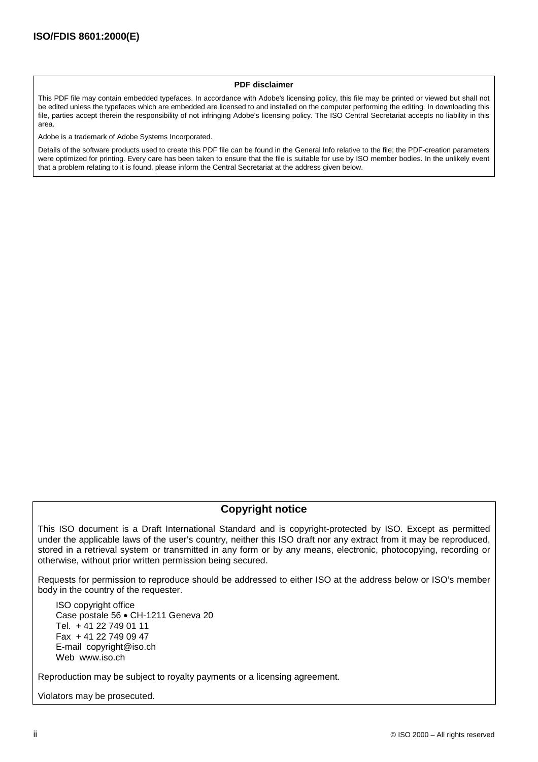**PDF disclaimer**

This PDF file may contain embedded typefaces. In accordance with Adobe's licensing policy, this file may be printed or viewed but shall not be edited unless the typefaces which are embedded are licensed to and installed on the computer performing the editing. In downloading this file, parties accept therein the responsibility of not infringing Adobe's licensing policy. The ISO Central Secretariat accepts no liability in this area.

Adobe is a trademark of Adobe Systems Incorporated.

Details of the software products used to create this PDF file can be found in the General Info relative to the file; the PDF-creation parameters were optimized for printing. Every care has been taken to ensure that the file is suitable for use by ISO member bodies. In the unlikely event that a problem relating to it is found, please inform the Central Secretariat at the address given below.

## Copyright notice

This ISO document is a Draft International Standard and is copyright-protected by ISO. Except as permitted under the applicable laws of the user's country, neither this ISO draft nor any extract from it may be reproduced, stored in a retrieval system or transmitted in any form or by any means, electronic, photocopying, recording or otherwise, without prior written permission being secured.

Requests for permission to reproduce should be addressed to either ISO at the address below or ISO's member body in the country of the requester.

ISO copyright office
Case postale 56 • CH-1211 Geneva 20
Tel. + 41 22 749 01 11
Fax + 41 22 749 09 47
E-mail copyright@iso.ch
Web www.iso.ch

Reproduction may be subject to royalty payments or a licensing agreement.

Violators may be prosecuted.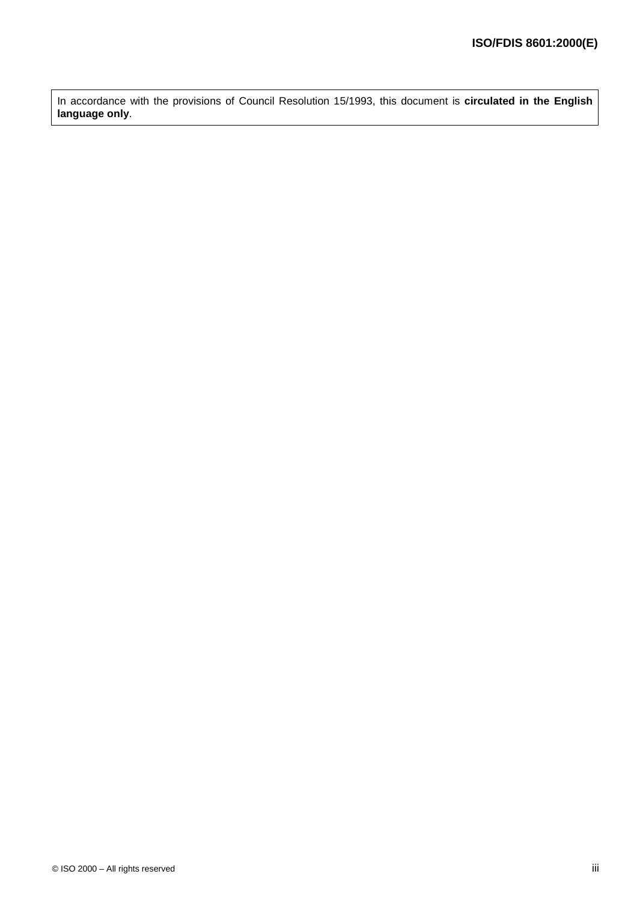In accordance with the provisions of Council Resolution 15/1993, this document is **circulated in the English language only**.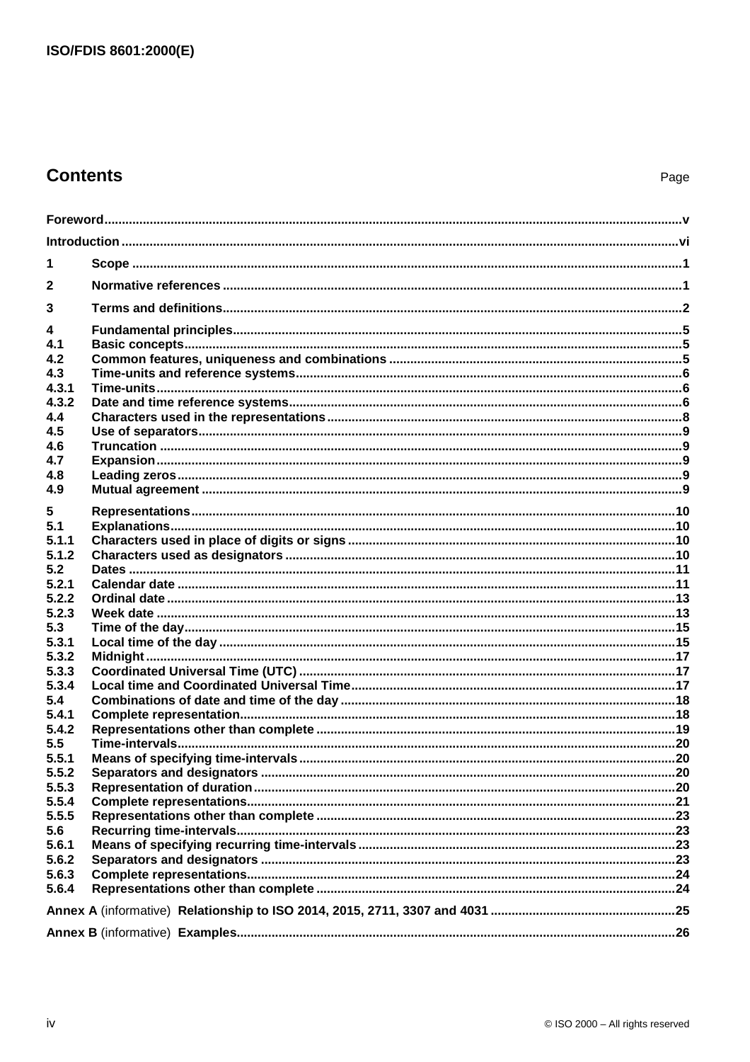# Contents

Page

| | | |
|---|---|---|
| **Foreword** | | **v** |
| **Introduction** | | **vi** |
| **1** | **Scope** | **1** |
| **2** | **Normative references** | **1** |
| **3** | **Terms and definitions** | **2** |
| **4** | **Fundamental principles** | **5** |
| **4.1** | **Basic concepts** | **5** |
| **4.2** | **Common features, uniqueness and combinations** | **5** |
| **4.3** | **Time-units and reference systems** | **6** |
| **4.3.1** | **Time-units** | **6** |
| **4.3.2** | **Date and time reference systems** | **6** |
| **4.4** | **Characters used in the representations** | **8** |
| **4.5** | **Use of separators** | **9** |
| **4.6** | **Truncation** | **9** |
| **4.7** | **Expansion** | **9** |
| **4.8** | **Leading zeros** | **9** |
| **4.9** | **Mutual agreement** | **9** |
| **5** | **Representations** | **10** |
| **5.1** | **Explanations** | **10** |
| **5.1.1** | **Characters used in place of digits or signs** | **10** |
| **5.1.2** | **Characters used as designators** | **10** |
| **5.2** | **Dates** | **11** |
| **5.2.1** | **Calendar date** | **11** |
| **5.2.2** | **Ordinal date** | **13** |
| **5.2.3** | **Week date** | **13** |
| **5.3** | **Time of the day** | **15** |
| **5.3.1** | **Local time of the day** | **15** |
| **5.3.2** | **Midnight** | **17** |
| **5.3.3** | **Coordinated Universal Time (UTC)** | **17** |
| **5.3.4** | **Local time and Coordinated Universal Time** | **17** |
| **5.4** | **Combinations of date and time of the day** | **18** |
| **5.4.1** | **Complete representation** | **18** |
| **5.4.2** | **Representations other than complete** | **19** |
| **5.5** | **Time-intervals** | **20** |
| **5.5.1** | **Means of specifying time-intervals** | **20** |
| **5.5.2** | **Separators and designators** | **20** |
| **5.5.3** | **Representation of duration** | **20** |
| **5.5.4** | **Complete representations** | **21** |
| **5.5.5** | **Representations other than complete** | **23** |
| **5.6** | **Recurring time-intervals** | **23** |
| **5.6.1** | **Means of specifying recurring time-intervals** | **23** |
| **5.6.2** | **Separators and designators** | **23** |
| **5.6.3** | **Complete representations** | **24** |
| **5.6.4** | **Representations other than complete** | **24** |
| **Annex A** (informative) **Relationship to ISO 2014, 2015, 2711, 3307 and 4031** | | **25** |
| **Annex B** (informative) **Examples** | | **26** |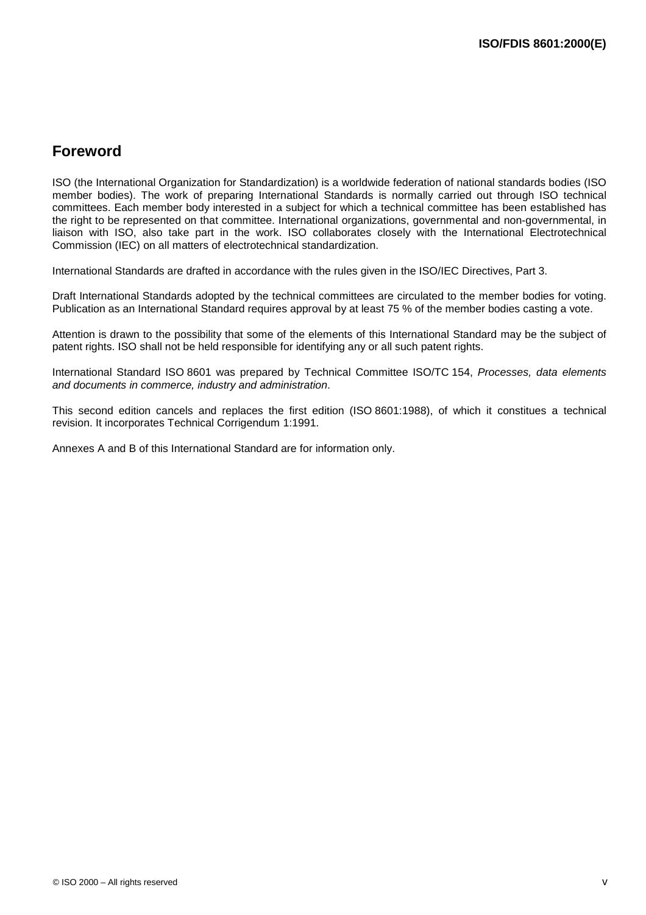# Foreword

ISO (the International Organization for Standardization) is a worldwide federation of national standards bodies (ISO member bodies). The work of preparing International Standards is normally carried out through ISO technical committees. Each member body interested in a subject for which a technical committee has been established has the right to be represented on that committee. International organizations, governmental and non-governmental, in liaison with ISO, also take part in the work. ISO collaborates closely with the International Electrotechnical Commission (IEC) on all matters of electrotechnical standardization.

International Standards are drafted in accordance with the rules given in the ISO/IEC Directives, Part 3.

Draft International Standards adopted by the technical committees are circulated to the member bodies for voting. Publication as an International Standard requires approval by at least 75 % of the member bodies casting a vote.

Attention is drawn to the possibility that some of the elements of this International Standard may be the subject of patent rights. ISO shall not be held responsible for identifying any or all such patent rights.

International Standard ISO 8601 was prepared by Technical Committee ISO/TC 154, *Processes, data elements and documents in commerce, industry and administration*.

This second edition cancels and replaces the first edition (ISO 8601:1988), of which it constitues a technical revision. It incorporates Technical Corrigendum 1:1991.

Annexes A and B of this International Standard are for information only.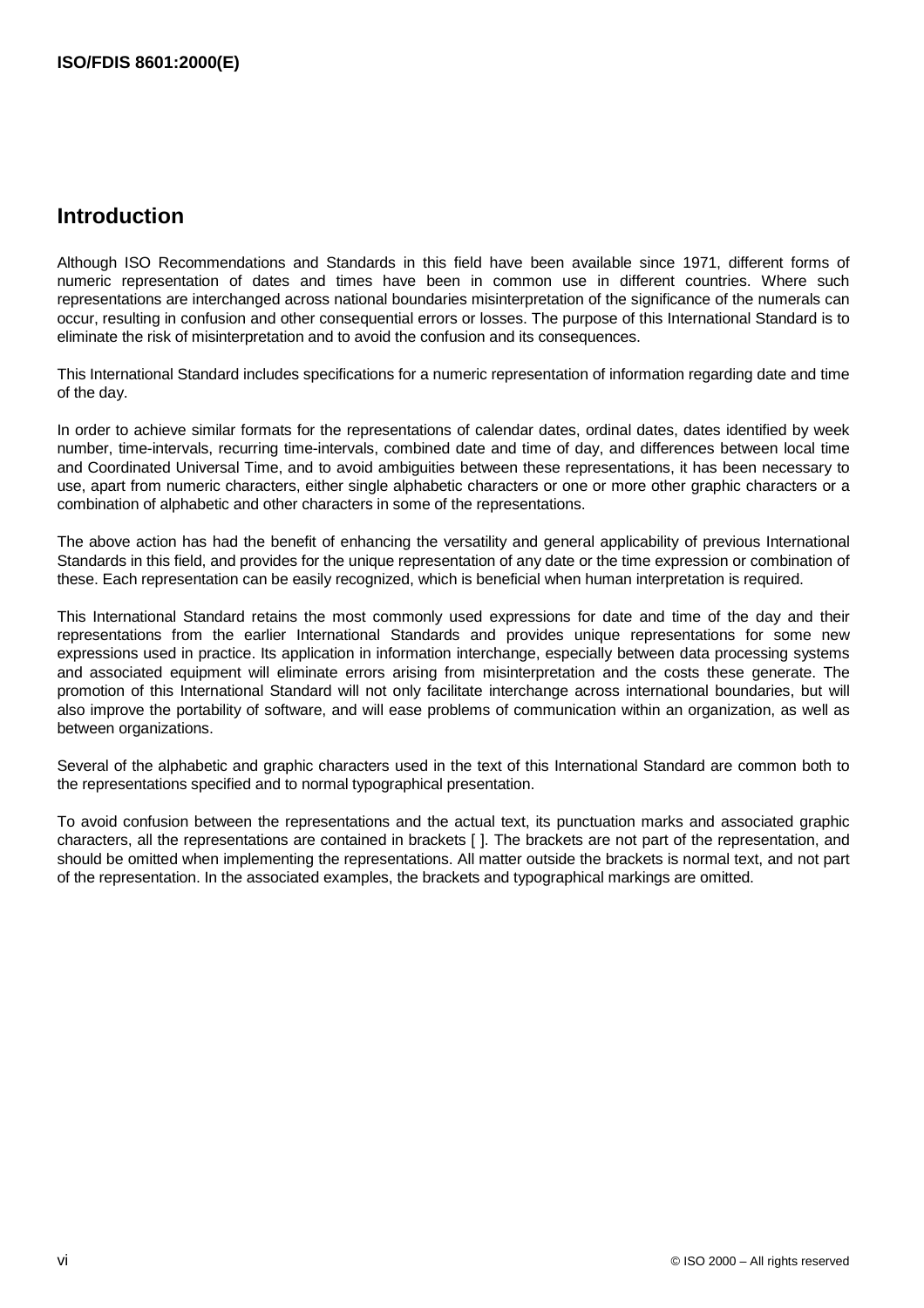## Introduction

Although ISO Recommendations and Standards in this field have been available since 1971, different forms of numeric representation of dates and times have been in common use in different countries. Where such representations are interchanged across national boundaries misinterpretation of the significance of the numerals can occur, resulting in confusion and other consequential errors or losses. The purpose of this International Standard is to eliminate the risk of misinterpretation and to avoid the confusion and its consequences.

This International Standard includes specifications for a numeric representation of information regarding date and time of the day.

In order to achieve similar formats for the representations of calendar dates, ordinal dates, dates identified by week number, time-intervals, recurring time-intervals, combined date and time of day, and differences between local time and Coordinated Universal Time, and to avoid ambiguities between these representations, it has been necessary to use, apart from numeric characters, either single alphabetic characters or one or more other graphic characters or a combination of alphabetic and other characters in some of the representations.

The above action has had the benefit of enhancing the versatility and general applicability of previous International Standards in this field, and provides for the unique representation of any date or the time expression or combination of these. Each representation can be easily recognized, which is beneficial when human interpretation is required.

This International Standard retains the most commonly used expressions for date and time of the day and their representations from the earlier International Standards and provides unique representations for some new expressions used in practice. Its application in information interchange, especially between data processing systems and associated equipment will eliminate errors arising from misinterpretation and the costs these generate. The promotion of this International Standard will not only facilitate interchange across international boundaries, but will also improve the portability of software, and will ease problems of communication within an organization, as well as between organizations.

Several of the alphabetic and graphic characters used in the text of this International Standard are common both to the representations specified and to normal typographical presentation.

To avoid confusion between the representations and the actual text, its punctuation marks and associated graphic characters, all the representations are contained in brackets [ ]. The brackets are not part of the representation, and should be omitted when implementing the representations. All matter outside the brackets is normal text, and not part of the representation. In the associated examples, the brackets and typographical markings are omitted.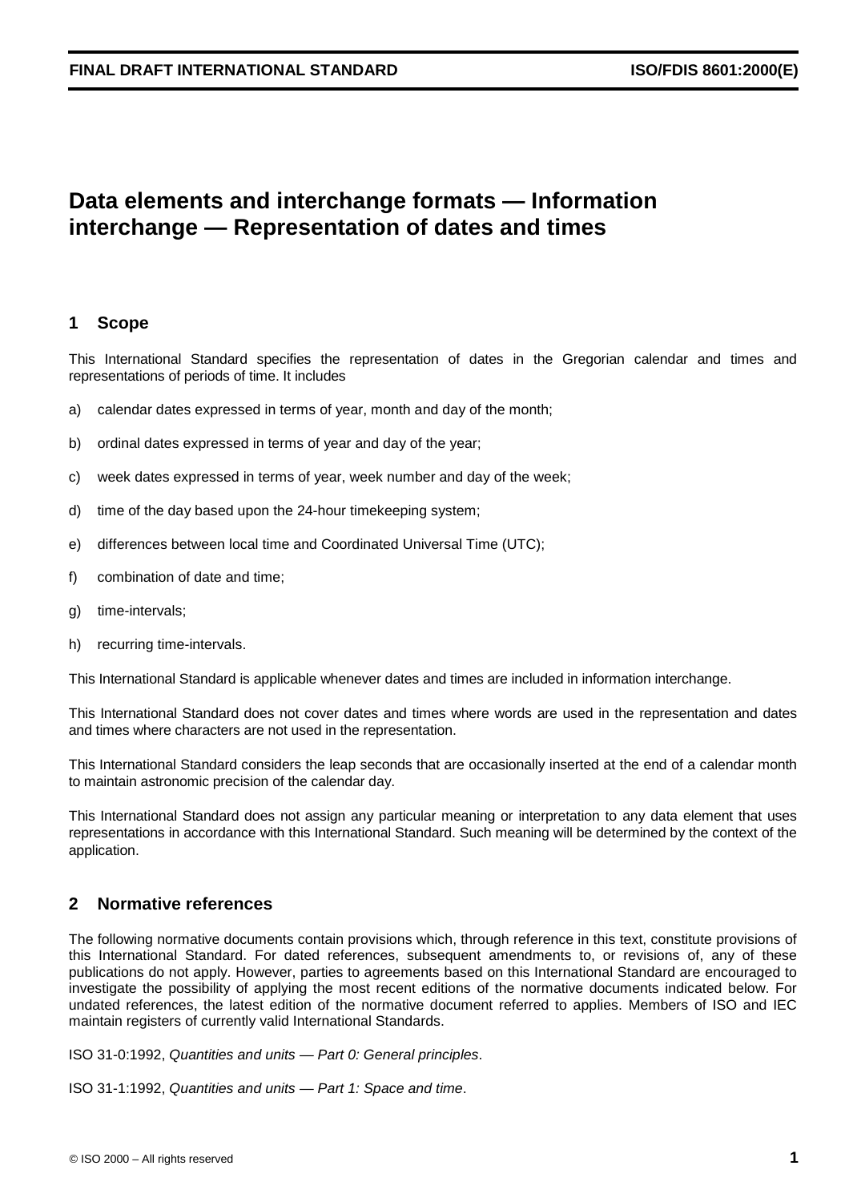# Data elements and interchange formats — Information interchange — Representation of dates and times

## 1 Scope

This International Standard specifies the representation of dates in the Gregorian calendar and times and representations of periods of time. It includes

a) calendar dates expressed in terms of year, month and day of the month;

b) ordinal dates expressed in terms of year and day of the year;

c) week dates expressed in terms of year, week number and day of the week;

d) time of the day based upon the 24-hour timekeeping system;

e) differences between local time and Coordinated Universal Time (UTC);

f) combination of date and time;

g) time-intervals;

h) recurring time-intervals.

This International Standard is applicable whenever dates and times are included in information interchange.

This International Standard does not cover dates and times where words are used in the representation and dates and times where characters are not used in the representation.

This International Standard considers the leap seconds that are occasionally inserted at the end of a calendar month to maintain astronomic precision of the calendar day.

This International Standard does not assign any particular meaning or interpretation to any data element that uses representations in accordance with this International Standard. Such meaning will be determined by the context of the application.

## 2 Normative references

The following normative documents contain provisions which, through reference in this text, constitute provisions of this International Standard. For dated references, subsequent amendments to, or revisions of, any of these publications do not apply. However, parties to agreements based on this International Standard are encouraged to investigate the possibility of applying the most recent editions of the normative documents indicated below. For undated references, the latest edition of the normative document referred to applies. Members of ISO and IEC maintain registers of currently valid International Standards.

ISO 31-0:1992, *Quantities and units — Part 0: General principles*.

ISO 31-1:1992, *Quantities and units — Part 1: Space and time*.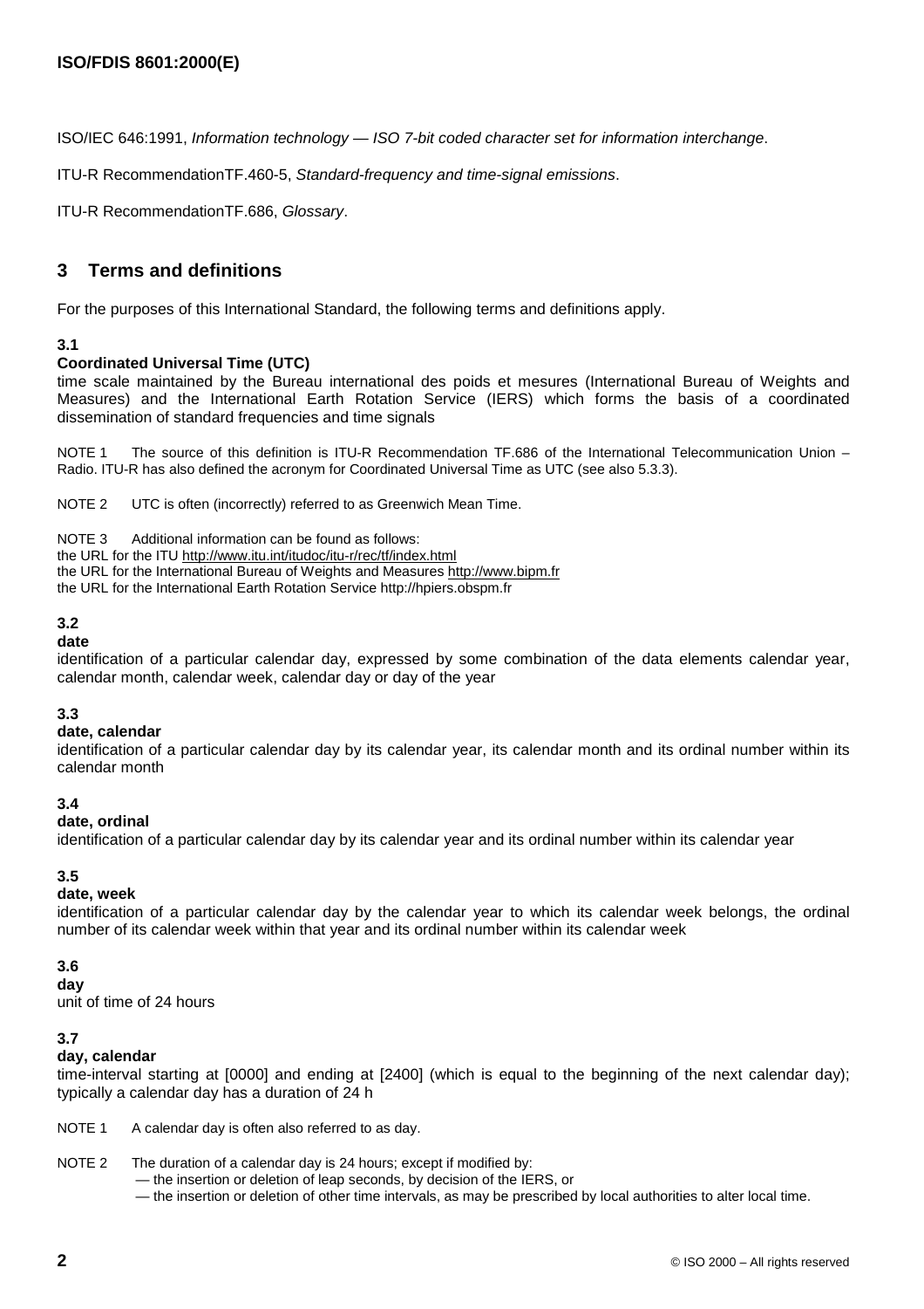ISO/IEC 646:1991, *Information technology — ISO 7-bit coded character set for information interchange*.

ITU-R RecommendationTF.460-5, *Standard-frequency and time-signal emissions*.

ITU-R RecommendationTF.686, *Glossary*.

## 3 Terms and definitions

For the purposes of this International Standard, the following terms and definitions apply.

**3.1**

**Coordinated Universal Time (UTC)**

time scale maintained by the Bureau international des poids et mesures (International Bureau of Weights and Measures) and the International Earth Rotation Service (IERS) which forms the basis of a coordinated dissemination of standard frequencies and time signals

NOTE 1 The source of this definition is ITU-R Recommendation TF.686 of the International Telecommunication Union – Radio. ITU-R has also defined the acronym for Coordinated Universal Time as UTC (see also 5.3.3).

NOTE 2 UTC is often (incorrectly) referred to as Greenwich Mean Time.

NOTE 3 Additional information can be found as follows:
the URL for the ITU http://www.itu.int/itudoc/itu-r/rec/tf/index.html
the URL for the International Bureau of Weights and Measures http://www.bipm.fr
the URL for the International Earth Rotation Service http://hpiers.obspm.fr

**3.2**

**date**

identification of a particular calendar day, expressed by some combination of the data elements calendar year, calendar month, calendar week, calendar day or day of the year

**3.3**

**date, calendar**

identification of a particular calendar day by its calendar year, its calendar month and its ordinal number within its calendar month

**3.4**

**date, ordinal**

identification of a particular calendar day by its calendar year and its ordinal number within its calendar year

**3.5**

**date, week**

identification of a particular calendar day by the calendar year to which its calendar week belongs, the ordinal number of its calendar week within that year and its ordinal number within its calendar week

**3.6**

**day**

unit of time of 24 hours

**3.7**

**day, calendar**

time-interval starting at [0000] and ending at [2400] (which is equal to the beginning of the next calendar day); typically a calendar day has a duration of 24 h

NOTE 1 A calendar day is often also referred to as day.

NOTE 2 The duration of a calendar day is 24 hours; except if modified by:
— the insertion or deletion of leap seconds, by decision of the IERS, or
— the insertion or deletion of other time intervals, as may be prescribed by local authorities to alter local time.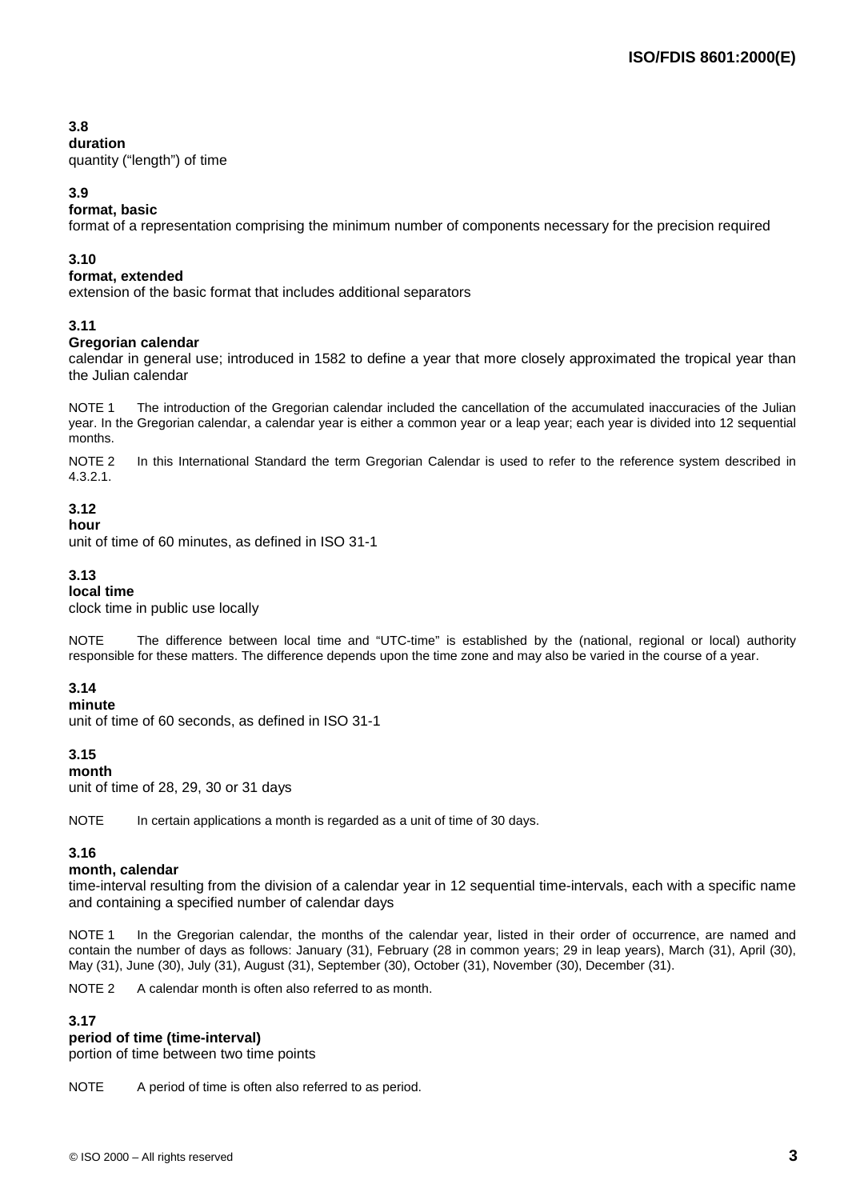**3.8**
**duration**
quantity ("length") of time

**3.9**
**format, basic**
format of a representation comprising the minimum number of components necessary for the precision required

**3.10**
**format, extended**
extension of the basic format that includes additional separators

**3.11**
**Gregorian calendar**
calendar in general use; introduced in 1582 to define a year that more closely approximated the tropical year than the Julian calendar

NOTE 1 The introduction of the Gregorian calendar included the cancellation of the accumulated inaccuracies of the Julian year. In the Gregorian calendar, a calendar year is either a common year or a leap year; each year is divided into 12 sequential months.

NOTE 2 In this International Standard the term Gregorian Calendar is used to refer to the reference system described in 4.3.2.1.

**3.12**
**hour**
unit of time of 60 minutes, as defined in ISO 31-1

**3.13**
**local time**
clock time in public use locally

NOTE The difference between local time and "UTC-time" is established by the (national, regional or local) authority responsible for these matters. The difference depends upon the time zone and may also be varied in the course of a year.

**3.14**
**minute**
unit of time of 60 seconds, as defined in ISO 31-1

**3.15**
**month**
unit of time of 28, 29, 30 or 31 days

NOTE In certain applications a month is regarded as a unit of time of 30 days.

**3.16**
**month, calendar**
time-interval resulting from the division of a calendar year in 12 sequential time-intervals, each with a specific name and containing a specified number of calendar days

NOTE 1 In the Gregorian calendar, the months of the calendar year, listed in their order of occurrence, are named and contain the number of days as follows: January (31), February (28 in common years; 29 in leap years), March (31), April (30), May (31), June (30), July (31), August (31), September (30), October (31), November (30), December (31).

NOTE 2 A calendar month is often also referred to as month.

**3.17**
**period of time (time-interval)**
portion of time between two time points

NOTE A period of time is often also referred to as period.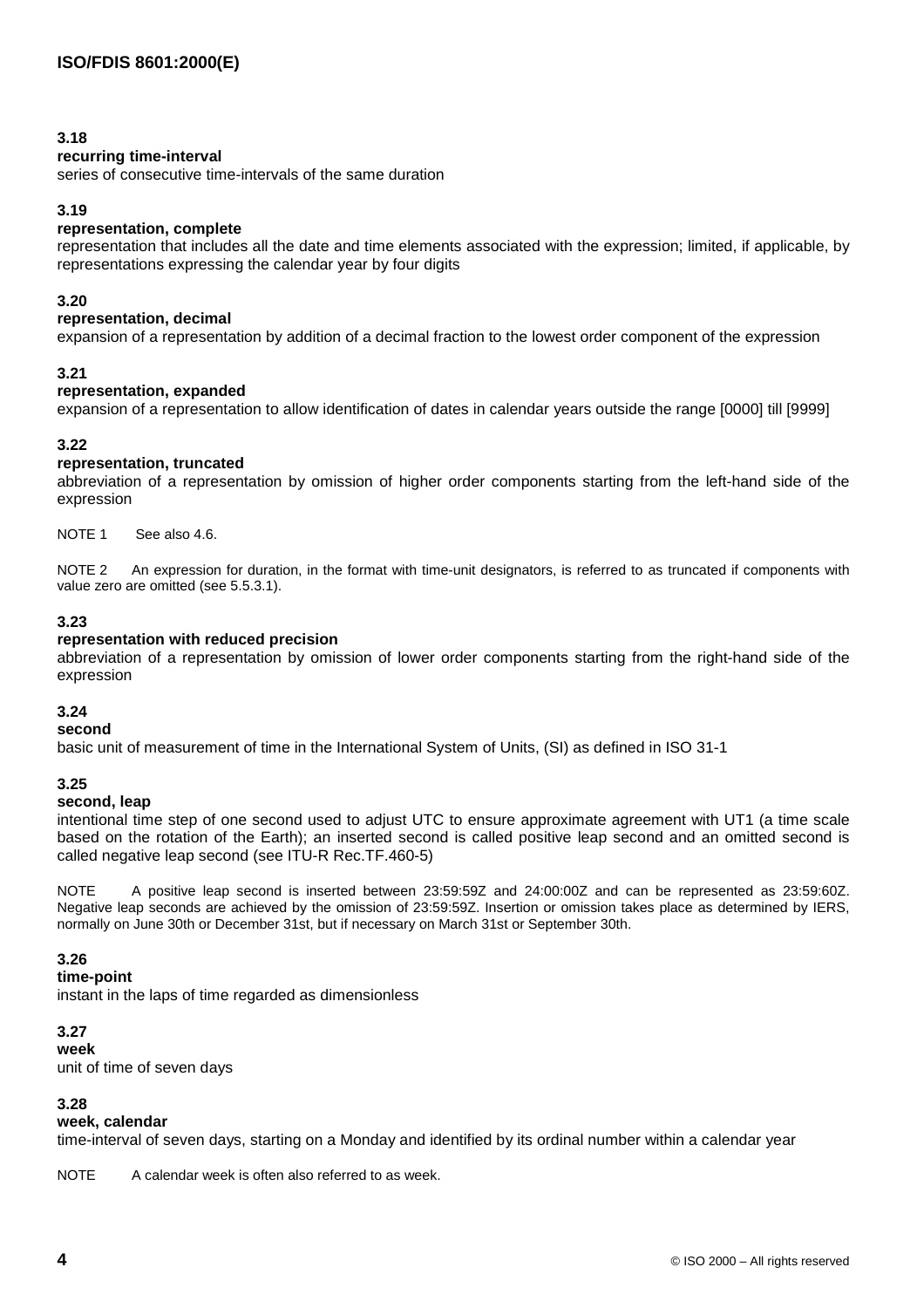**3.18**
**recurring time-interval**
series of consecutive time-intervals of the same duration

**3.19**
**representation, complete**
representation that includes all the date and time elements associated with the expression; limited, if applicable, by representations expressing the calendar year by four digits

**3.20**
**representation, decimal**
expansion of a representation by addition of a decimal fraction to the lowest order component of the expression

**3.21**
**representation, expanded**
expansion of a representation to allow identification of dates in calendar years outside the range [0000] till [9999]

**3.22**
**representation, truncated**
abbreviation of a representation by omission of higher order components starting from the left-hand side of the expression

NOTE 1 See also 4.6.

NOTE 2 An expression for duration, in the format with time-unit designators, is referred to as truncated if components with value zero are omitted (see 5.5.3.1).

**3.23**
**representation with reduced precision**
abbreviation of a representation by omission of lower order components starting from the right-hand side of the expression

**3.24**
**second**
basic unit of measurement of time in the International System of Units, (SI) as defined in ISO 31-1

**3.25**
**second, leap**
intentional time step of one second used to adjust UTC to ensure approximate agreement with UT1 (a time scale based on the rotation of the Earth); an inserted second is called positive leap second and an omitted second is called negative leap second (see ITU-R Rec.TF.460-5)

NOTE A positive leap second is inserted between 23:59:59Z and 24:00:00Z and can be represented as 23:59:60Z. Negative leap seconds are achieved by the omission of 23:59:59Z. Insertion or omission takes place as determined by IERS, normally on June 30th or December 31st, but if necessary on March 31st or September 30th.

**3.26**
**time-point**
instant in the laps of time regarded as dimensionless

**3.27**
**week**
unit of time of seven days

**3.28**
**week, calendar**
time-interval of seven days, starting on a Monday and identified by its ordinal number within a calendar year

NOTE A calendar week is often also referred to as week.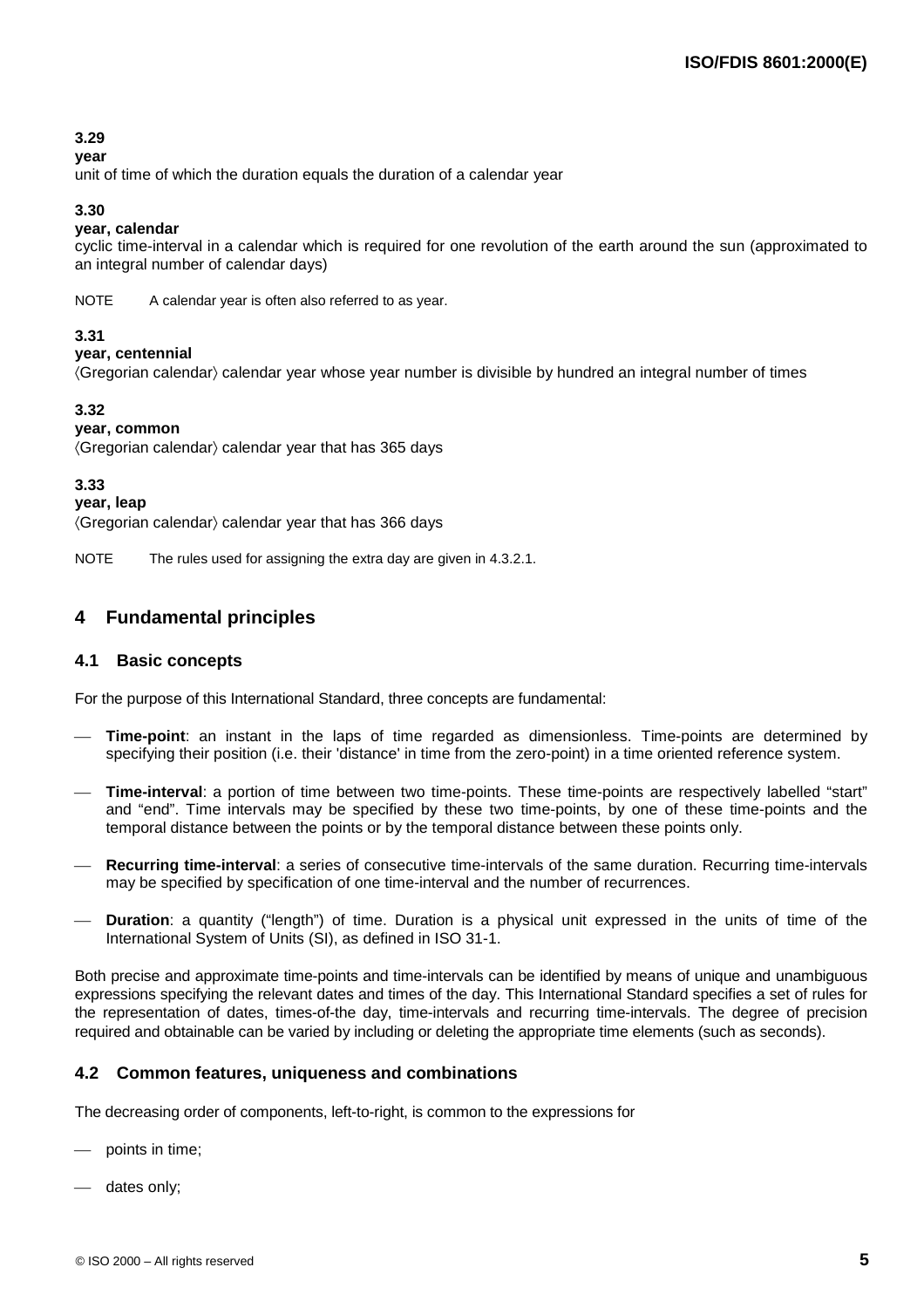**3.29**

**year**

unit of time of which the duration equals the duration of a calendar year

**3.30**

**year, calendar**

cyclic time-interval in a calendar which is required for one revolution of the earth around the sun (approximated to an integral number of calendar days)

NOTE A calendar year is often also referred to as year.

**3.31**

**year, centennial**

⟨Gregorian calendar⟩ calendar year whose year number is divisible by hundred an integral number of times

**3.32**

**year, common**

⟨Gregorian calendar⟩ calendar year that has 365 days

**3.33**

**year, leap**

⟨Gregorian calendar⟩ calendar year that has 366 days

NOTE The rules used for assigning the extra day are given in 4.3.2.1.

## 4 Fundamental principles

### 4.1 Basic concepts

For the purpose of this International Standard, three concepts are fundamental:

- **Time-point**: an instant in the laps of time regarded as dimensionless. Time-points are determined by specifying their position (i.e. their 'distance' in time from the zero-point) in a time oriented reference system.
- **Time-interval**: a portion of time between two time-points. These time-points are respectively labelled “start” and “end”. Time intervals may be specified by these two time-points, by one of these time-points and the temporal distance between the points or by the temporal distance between these points only.
- **Recurring time-interval**: a series of consecutive time-intervals of the same duration. Recurring time-intervals may be specified by specification of one time-interval and the number of recurrences.
- **Duration**: a quantity (“length”) of time. Duration is a physical unit expressed in the units of time of the International System of Units (SI), as defined in ISO 31-1.

Both precise and approximate time-points and time-intervals can be identified by means of unique and unambiguous expressions specifying the relevant dates and times of the day. This International Standard specifies a set of rules for the representation of dates, times-of-the day, time-intervals and recurring time-intervals. The degree of precision required and obtainable can be varied by including or deleting the appropriate time elements (such as seconds).

### 4.2 Common features, uniqueness and combinations

The decreasing order of components, left-to-right, is common to the expressions for

- points in time;
- dates only;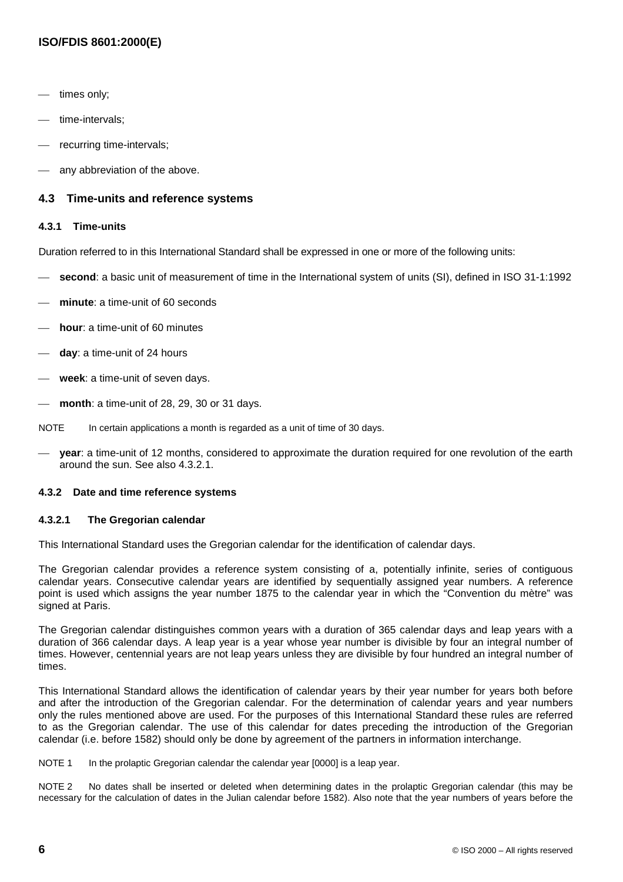- times only;
- time-intervals;
- recurring time-intervals;
- any abbreviation of the above.

### 4.3 Time-units and reference systems

#### 4.3.1 Time-units

Duration referred to in this International Standard shall be expressed in one or more of the following units:

- **second**: a basic unit of measurement of time in the International system of units (SI), defined in ISO 31-1:1992
- **minute**: a time-unit of 60 seconds
- **hour**: a time-unit of 60 minutes
- **day**: a time-unit of 24 hours
- **week**: a time-unit of seven days.
- **month**: a time-unit of 28, 29, 30 or 31 days.

NOTE In certain applications a month is regarded as a unit of time of 30 days.

- **year**: a time-unit of 12 months, considered to approximate the duration required for one revolution of the earth around the sun. See also 4.3.2.1.

#### 4.3.2 Date and time reference systems

##### 4.3.2.1 The Gregorian calendar

This International Standard uses the Gregorian calendar for the identification of calendar days.

The Gregorian calendar provides a reference system consisting of a, potentially infinite, series of contiguous calendar years. Consecutive calendar years are identified by sequentially assigned year numbers. A reference point is used which assigns the year number 1875 to the calendar year in which the "Convention du mètre" was signed at Paris.

The Gregorian calendar distinguishes common years with a duration of 365 calendar days and leap years with a duration of 366 calendar days. A leap year is a year whose year number is divisible by four an integral number of times. However, centennial years are not leap years unless they are divisible by four hundred an integral number of times.

This International Standard allows the identification of calendar years by their year number for years both before and after the introduction of the Gregorian calendar. For the determination of calendar years and year numbers only the rules mentioned above are used. For the purposes of this International Standard these rules are referred to as the Gregorian calendar. The use of this calendar for dates preceding the introduction of the Gregorian calendar (i.e. before 1582) should only be done by agreement of the partners in information interchange.

NOTE 1 In the prolaptic Gregorian calendar the calendar year [0000] is a leap year.

NOTE 2 No dates shall be inserted or deleted when determining dates in the prolaptic Gregorian calendar (this may be necessary for the calculation of dates in the Julian calendar before 1582). Also note that the year numbers of years before the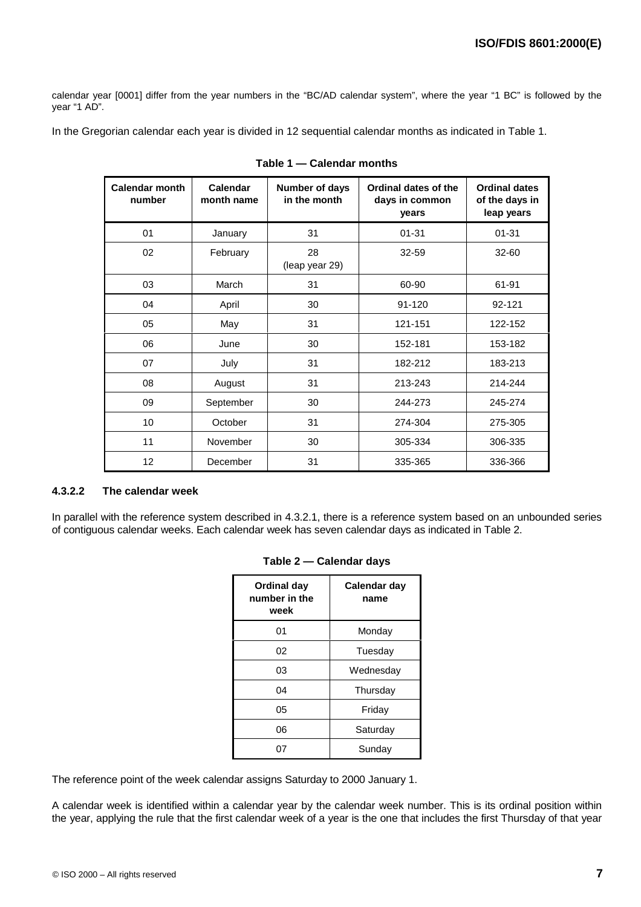calendar year [0001] differ from the year numbers in the “BC/AD calendar system”, where the year “1 BC” is followed by the year “1 AD”.

In the Gregorian calendar each year is divided in 12 sequential calendar months as indicated in Table 1.

**Table 1 — Calendar months**

| Calendar month number | Calendar month name | Number of days in the month | Ordinal dates of the days in common years | Ordinal dates of the days in leap years |
|---|---|---|---|---|
| 01 | January | 31 | 01-31 | 01-31 |
| 02 | February | 28 (leap year 29) | 32-59 | 32-60 |
| 03 | March | 31 | 60-90 | 61-91 |
| 04 | April | 30 | 91-120 | 92-121 |
| 05 | May | 31 | 121-151 | 122-152 |
| 06 | June | 30 | 152-181 | 153-182 |
| 07 | July | 31 | 182-212 | 183-213 |
| 08 | August | 31 | 213-243 | 214-244 |
| 09 | September | 30 | 244-273 | 245-274 |
| 10 | October | 31 | 274-304 | 275-305 |
| 11 | November | 30 | 305-334 | 306-335 |
| 12 | December | 31 | 335-365 | 336-366 |

#### 4.3.2.2 The calendar week

In parallel with the reference system described in 4.3.2.1, there is a reference system based on an unbounded series of contiguous calendar weeks. Each calendar week has seven calendar days as indicated in Table 2.

**Table 2 — Calendar days**

| Ordinal day number in the week | Calendar day name |
|---|---|
| 01 | Monday |
| 02 | Tuesday |
| 03 | Wednesday |
| 04 | Thursday |
| 05 | Friday |
| 06 | Saturday |
| 07 | Sunday |

The reference point of the week calendar assigns Saturday to 2000 January 1.

A calendar week is identified within a calendar year by the calendar week number. This is its ordinal position within the year, applying the rule that the first calendar week of a year is the one that includes the first Thursday of that year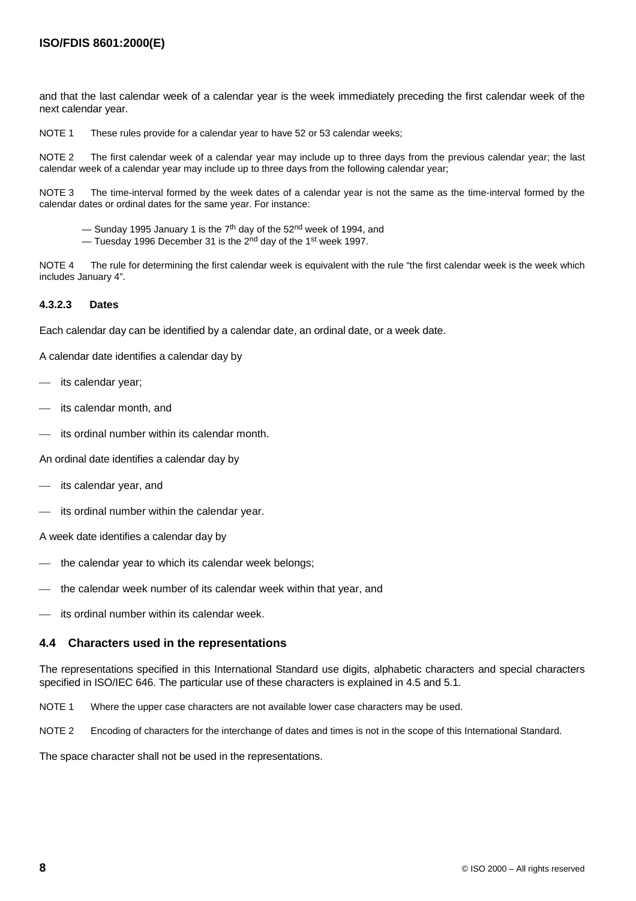and that the last calendar week of a calendar year is the week immediately preceding the first calendar week of the next calendar year.

NOTE 1 These rules provide for a calendar year to have 52 or 53 calendar weeks;

NOTE 2 The first calendar week of a calendar year may include up to three days from the previous calendar year; the last calendar week of a calendar year may include up to three days from the following calendar year;

NOTE 3 The time-interval formed by the week dates of a calendar year is not the same as the time-interval formed by the calendar dates or ordinal dates for the same year. For instance:

— Sunday 1995 January 1 is the 7th day of the 52nd week of 1994, and
— Tuesday 1996 December 31 is the 2nd day of the 1st week 1997.

NOTE 4 The rule for determining the first calendar week is equivalent with the rule “the first calendar week is the week which includes January 4”.

#### 4.3.2.3 Dates

Each calendar day can be identified by a calendar date, an ordinal date, or a week date.

A calendar date identifies a calendar day by

- its calendar year;
- its calendar month, and
- its ordinal number within its calendar month.

An ordinal date identifies a calendar day by

- its calendar year, and
- its ordinal number within the calendar year.

A week date identifies a calendar day by

- the calendar year to which its calendar week belongs;
- the calendar week number of its calendar week within that year, and
- its ordinal number within its calendar week.

### 4.4 Characters used in the representations

The representations specified in this International Standard use digits, alphabetic characters and special characters specified in ISO/IEC 646. The particular use of these characters is explained in 4.5 and 5.1.

NOTE 1 Where the upper case characters are not available lower case characters may be used.

NOTE 2 Encoding of characters for the interchange of dates and times is not in the scope of this International Standard.

The space character shall not be used in the representations.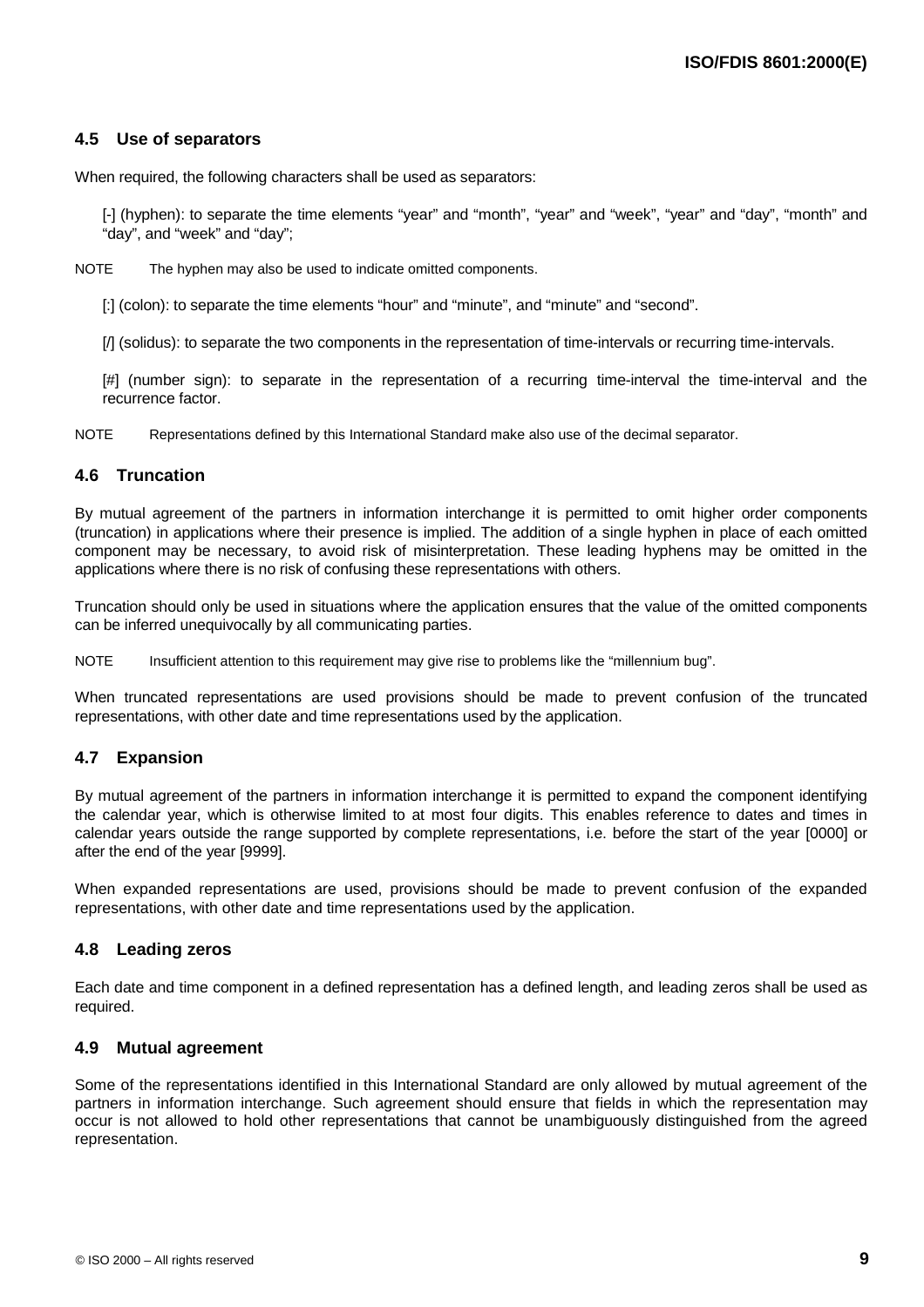### 4.5 Use of separators

When required, the following characters shall be used as separators:

[-] (hyphen): to separate the time elements “year” and “month”, “year” and “week”, “year” and “day”, “month” and “day”, and “week” and “day”;

NOTE The hyphen may also be used to indicate omitted components.

[:] (colon): to separate the time elements “hour” and “minute”, and “minute” and “second”.

[/] (solidus): to separate the two components in the representation of time-intervals or recurring time-intervals.

[#] (number sign): to separate in the representation of a recurring time-interval the time-interval and the recurrence factor.

NOTE Representations defined by this International Standard make also use of the decimal separator.

### 4.6 Truncation

By mutual agreement of the partners in information interchange it is permitted to omit higher order components (truncation) in applications where their presence is implied. The addition of a single hyphen in place of each omitted component may be necessary, to avoid risk of misinterpretation. These leading hyphens may be omitted in the applications where there is no risk of confusing these representations with others.

Truncation should only be used in situations where the application ensures that the value of the omitted components can be inferred unequivocally by all communicating parties.

NOTE Insufficient attention to this requirement may give rise to problems like the “millennium bug”.

When truncated representations are used provisions should be made to prevent confusion of the truncated representations, with other date and time representations used by the application.

### 4.7 Expansion

By mutual agreement of the partners in information interchange it is permitted to expand the component identifying the calendar year, which is otherwise limited to at most four digits. This enables reference to dates and times in calendar years outside the range supported by complete representations, i.e. before the start of the year [0000] or after the end of the year [9999].

When expanded representations are used, provisions should be made to prevent confusion of the expanded representations, with other date and time representations used by the application.

### 4.8 Leading zeros

Each date and time component in a defined representation has a defined length, and leading zeros shall be used as required.

### 4.9 Mutual agreement

Some of the representations identified in this International Standard are only allowed by mutual agreement of the partners in information interchange. Such agreement should ensure that fields in which the representation may occur is not allowed to hold other representations that cannot be unambiguously distinguished from the agreed representation.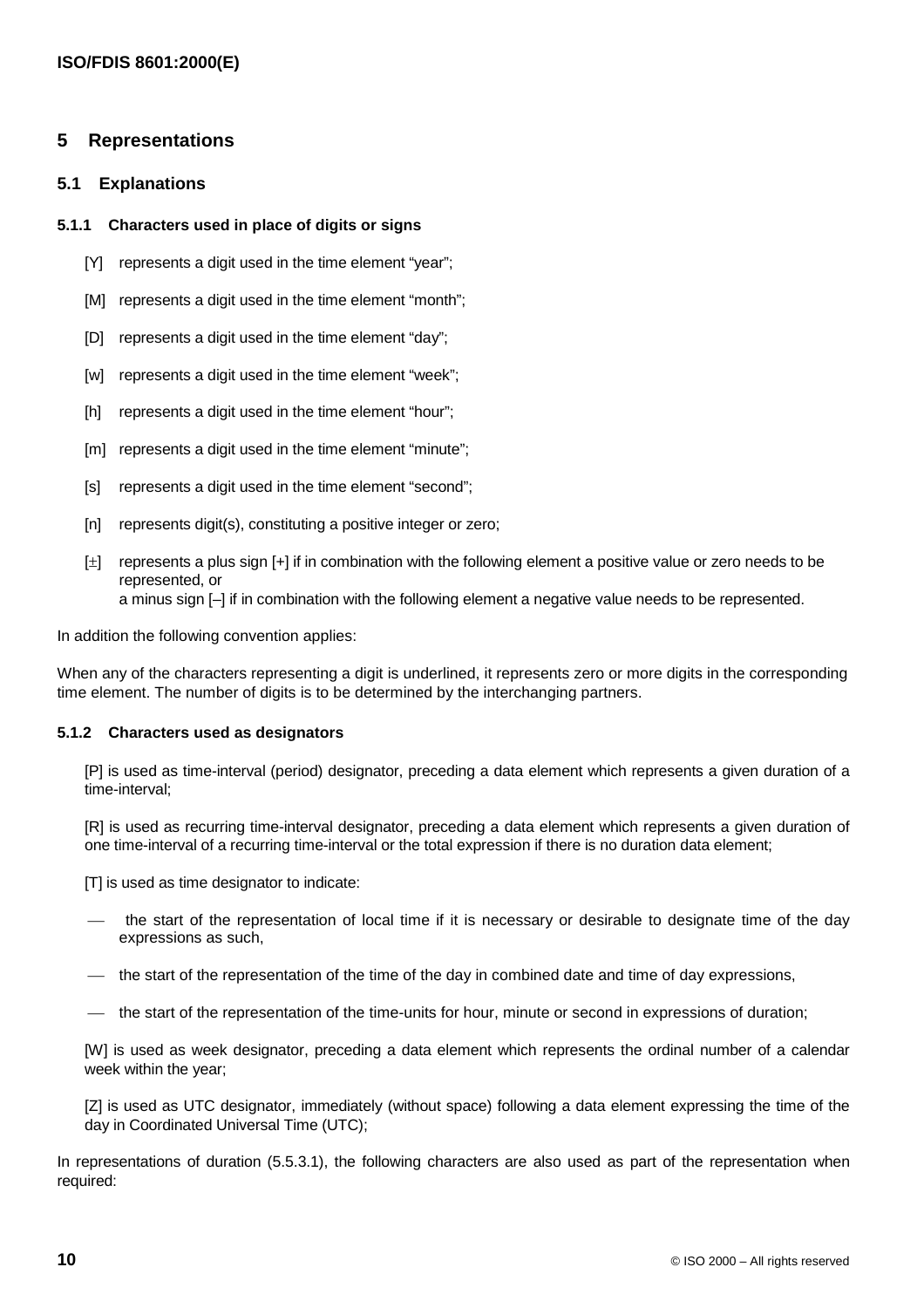## 5 Representations

### 5.1 Explanations

#### 5.1.1 Characters used in place of digits or signs

[Y] represents a digit used in the time element “year”;

[M] represents a digit used in the time element “month”;

[D] represents a digit used in the time element “day”;

[w] represents a digit used in the time element “week”;

[h] represents a digit used in the time element “hour”;

[m] represents a digit used in the time element “minute”;

[s] represents a digit used in the time element “second”;

[n] represents digit(s), constituting a positive integer or zero;

[±] represents a plus sign [+] if in combination with the following element a positive value or zero needs to be represented, or
a minus sign [–] if in combination with the following element a negative value needs to be represented.

In addition the following convention applies:

When any of the characters representing a digit is underlined, it represents zero or more digits in the corresponding time element. The number of digits is to be determined by the interchanging partners.

#### 5.1.2 Characters used as designators

[P] is used as time-interval (period) designator, preceding a data element which represents a given duration of a time-interval;

[R] is used as recurring time-interval designator, preceding a data element which represents a given duration of one time-interval of a recurring time-interval or the total expression if there is no duration data element;

[T] is used as time designator to indicate:

- the start of the representation of local time if it is necessary or desirable to designate time of the day expressions as such,
- the start of the representation of the time of the day in combined date and time of day expressions,
- the start of the representation of the time-units for hour, minute or second in expressions of duration;

[W] is used as week designator, preceding a data element which represents the ordinal number of a calendar week within the year;

[Z] is used as UTC designator, immediately (without space) following a data element expressing the time of the day in Coordinated Universal Time (UTC);

In representations of duration (5.5.3.1), the following characters are also used as part of the representation when required: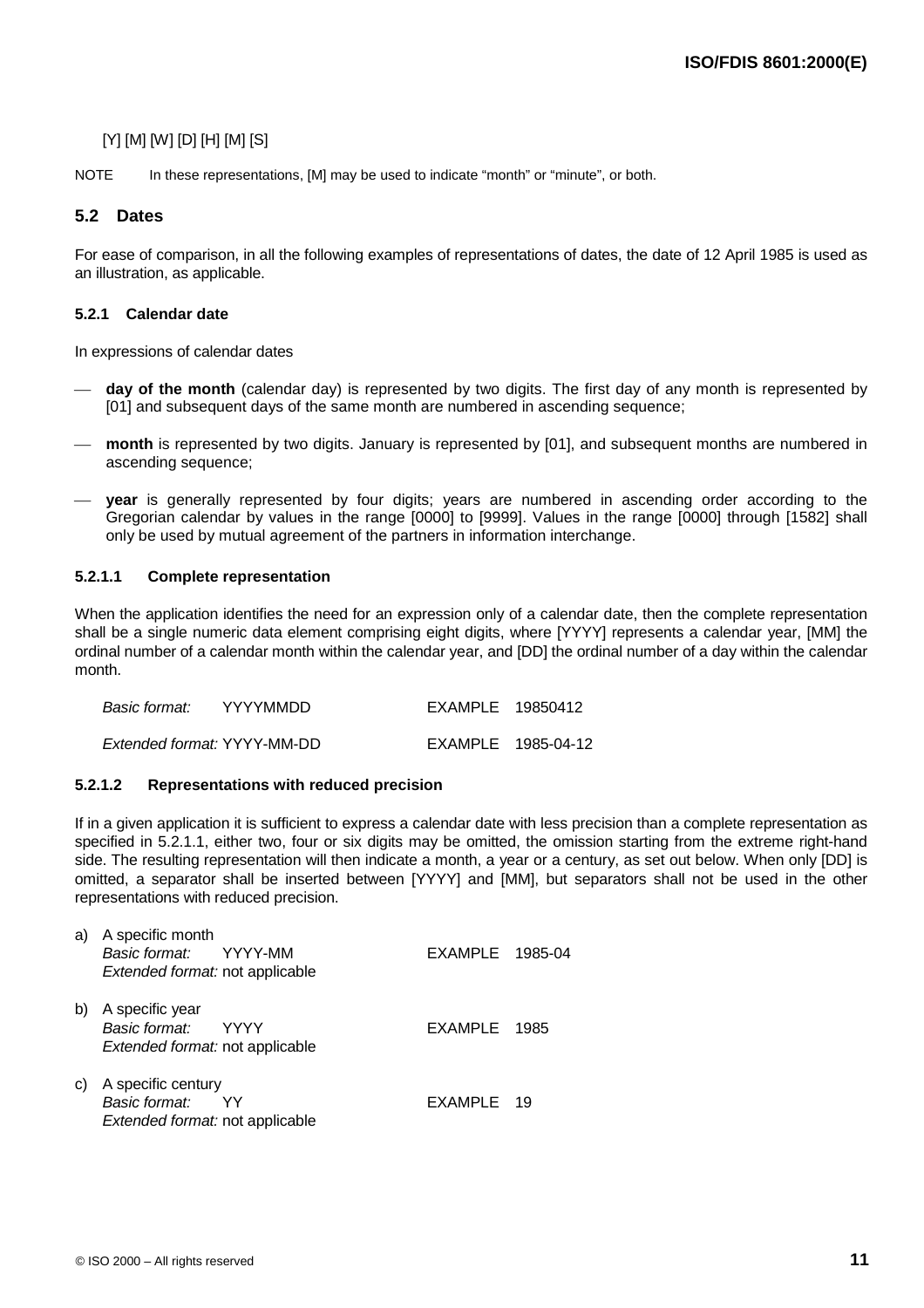[Y] [M] [W] [D] [H] [M] [S]

NOTE In these representations, [M] may be used to indicate “month” or “minute”, or both.

## 5.2 Dates

For ease of comparison, in all the following examples of representations of dates, the date of 12 April 1985 is used as an illustration, as applicable.

### 5.2.1 Calendar date

In expressions of calendar dates

- **day of the month** (calendar day) is represented by two digits. The first day of any month is represented by [01] and subsequent days of the same month are numbered in ascending sequence;
- **month** is represented by two digits. January is represented by [01], and subsequent months are numbered in ascending sequence;
- **year** is generally represented by four digits; years are numbered in ascending order according to the Gregorian calendar by values in the range [0000] to [9999]. Values in the range [0000] through [1582] shall only be used by mutual agreement of the partners in information interchange.

#### 5.2.1.1 Complete representation

When the application identifies the need for an expression only of a calendar date, then the complete representation shall be a single numeric data element comprising eight digits, where [YYYY] represents a calendar year, [MM] the ordinal number of a calendar month within the calendar year, and [DD] the ordinal number of a day within the calendar month.

*Basic format:* YYYYMMDD EXAMPLE 19850412

*Extended format:* YYYY-MM-DD EXAMPLE 1985-04-12

#### 5.2.1.2 Representations with reduced precision

If in a given application it is sufficient to express a calendar date with less precision than a complete representation as specified in 5.2.1.1, either two, four or six digits may be omitted, the omission starting from the extreme right-hand side. The resulting representation will then indicate a month, a year or a century, as set out below. When only [DD] is omitted, a separator shall be inserted between [YYYY] and [MM], but separators shall not be used in the other representations with reduced precision.

a) A specific month
*Basic format:* YYYY-MM EXAMPLE 1985-04
*Extended format:* not applicable

b) A specific year
*Basic format:* YYYY EXAMPLE 1985
*Extended format:* not applicable

c) A specific century
*Basic format:* YY EXAMPLE 19
*Extended format:* not applicable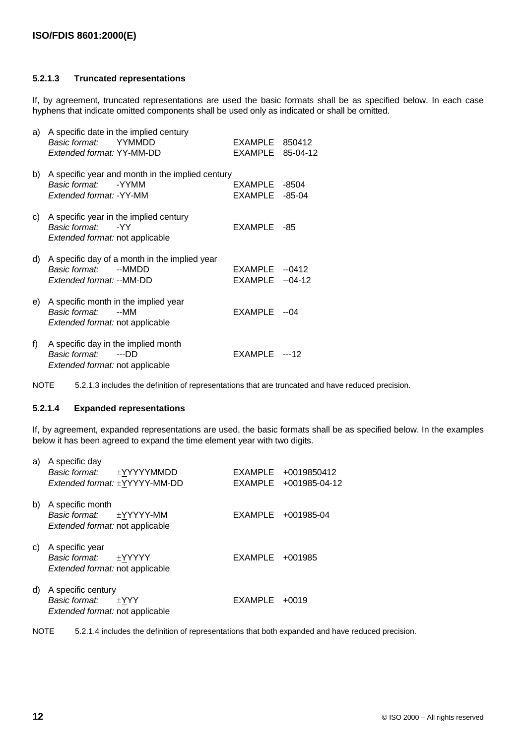#### 5.2.1.3 Truncated representations

If, by agreement, truncated representations are used the basic formats shall be as specified below. In each case hyphens that indicate omitted components shall be used only as indicated or shall be omitted.

a) A specific date in the implied century

*Basic format:* YYMMDD — EXAMPLE 850412
*Extended format:* YY-MM-DD — EXAMPLE 85-04-12

b) A specific year and month in the implied century

*Basic format:* -YYMM — EXAMPLE -8504
*Extended format:* -YY-MM — EXAMPLE -85-04

c) A specific year in the implied century

*Basic format:* -YY — EXAMPLE -85
*Extended format:* not applicable

d) A specific day of a month in the implied year

*Basic format:* --MMDD — EXAMPLE --0412
*Extended format:* --MM-DD — EXAMPLE --04-12

e) A specific month in the implied year

*Basic format:* --MM — EXAMPLE --04
*Extended format:* not applicable

f) A specific day in the implied month

*Basic format:* ---DD — EXAMPLE ---12
*Extended format:* not applicable

NOTE 5.2.1.3 includes the definition of representations that are truncated and have reduced precision.

#### 5.2.1.4 Expanded representations

If, by agreement, expanded representations are used, the basic formats shall be as specified below. In the examples below it has been agreed to expand the time element year with two digits.

a) A specific day

*Basic format:* ±YYYYYMMDD — EXAMPLE +0019850412
*Extended format:* ±YYYYY-MM-DD — EXAMPLE +001985-04-12

b) A specific month

*Basic format:* ±YYYYY-MM — EXAMPLE +001985-04
*Extended format:* not applicable

c) A specific year

*Basic format:* ±YYYYY — EXAMPLE +001985
*Extended format:* not applicable

d) A specific century

*Basic format:* ±YYY — EXAMPLE +0019
*Extended format:* not applicable

NOTE 5.2.1.4 includes the definition of representations that both expanded and have reduced precision.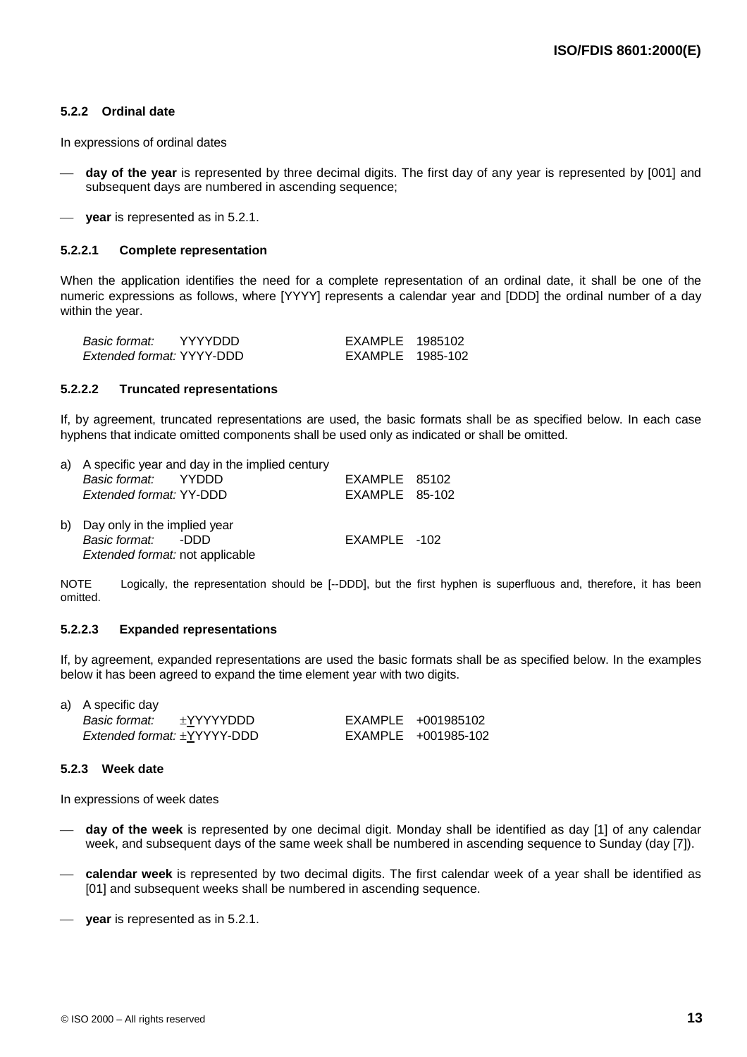### 5.2.2 Ordinal date

In expressions of ordinal dates

- **day of the year** is represented by three decimal digits. The first day of any year is represented by [001] and subsequent days are numbered in ascending sequence;
- **year** is represented as in 5.2.1.

#### 5.2.2.1 Complete representation

When the application identifies the need for a complete representation of an ordinal date, it shall be one of the numeric expressions as follows, where [YYYY] represents a calendar year and [DDD] the ordinal number of a day within the year.

*Basic format:* YYYYDDD — EXAMPLE 1985102
*Extended format:* YYYY-DDD — EXAMPLE 1985-102

#### 5.2.2.2 Truncated representations

If, by agreement, truncated representations are used, the basic formats shall be as specified below. In each case hyphens that indicate omitted components shall be used only as indicated or shall be omitted.

a) A specific year and day in the implied century
*Basic format:* YYDDD — EXAMPLE 85102
*Extended format:* YY-DDD — EXAMPLE 85-102

b) Day only in the implied year
*Basic format:* -DDD — EXAMPLE -102
*Extended format:* not applicable

NOTE Logically, the representation should be [--DDD], but the first hyphen is superfluous and, therefore, it has been omitted.

#### 5.2.2.3 Expanded representations

If, by agreement, expanded representations are used the basic formats shall be as specified below. In the examples below it has been agreed to expand the time element year with two digits.

a) A specific day
*Basic format:* ±YYYYYDDD — EXAMPLE +001985102
*Extended format:* ±YYYYY-DDD — EXAMPLE +001985-102

### 5.2.3 Week date

In expressions of week dates

- **day of the week** is represented by one decimal digit. Monday shall be identified as day [1] of any calendar week, and subsequent days of the same week shall be numbered in ascending sequence to Sunday (day [7]).
- **calendar week** is represented by two decimal digits. The first calendar week of a year shall be identified as [01] and subsequent weeks shall be numbered in ascending sequence.
- **year** is represented as in 5.2.1.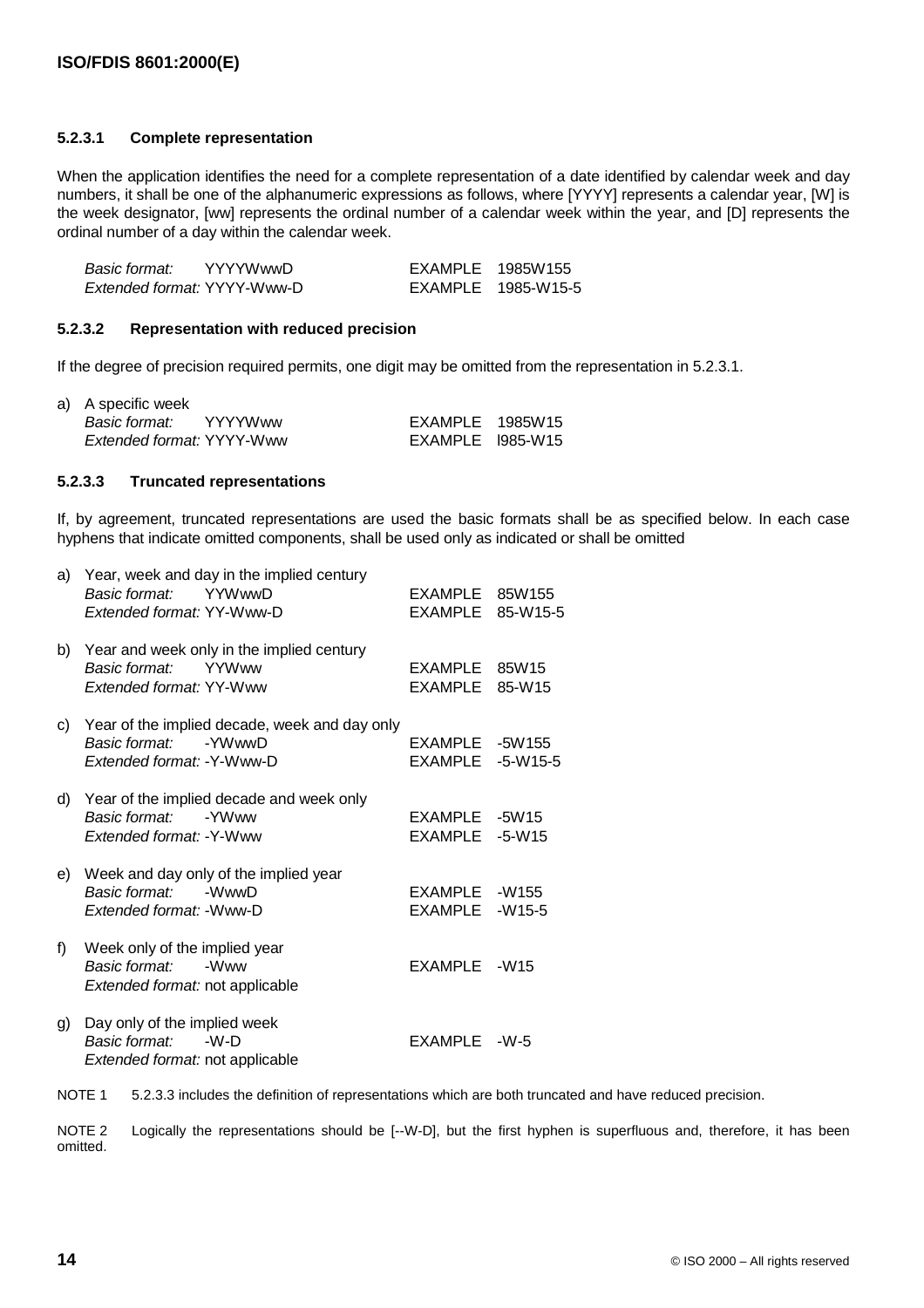#### 5.2.3.1 Complete representation

When the application identifies the need for a complete representation of a date identified by calendar week and day numbers, it shall be one of the alphanumeric expressions as follows, where [YYYY] represents a calendar year, [W] is the week designator, [ww] represents the ordinal number of a calendar week within the year, and [D] represents the ordinal number of a day within the calendar week.

*Basic format:* YYYYWwwD EXAMPLE 1985W155
*Extended format:* YYYY-Www-D EXAMPLE 1985-W15-5

#### 5.2.3.2 Representation with reduced precision

If the degree of precision required permits, one digit may be omitted from the representation in 5.2.3.1.

a) A specific week
*Basic format:* YYYYWww EXAMPLE 1985W15
*Extended format:* YYYY-Www EXAMPLE l985-W15

#### 5.2.3.3 Truncated representations

If, by agreement, truncated representations are used the basic formats shall be as specified below. In each case hyphens that indicate omitted components, shall be used only as indicated or shall be omitted

a) Year, week and day in the implied century
*Basic format:* YYWwwD EXAMPLE 85W155
*Extended format:* YY-Www-D EXAMPLE 85-W15-5

b) Year and week only in the implied century
*Basic format:* YYWww EXAMPLE 85W15
*Extended format:* YY-Www EXAMPLE 85-W15

c) Year of the implied decade, week and day only
*Basic format:* -YWwwD EXAMPLE -5W155
*Extended format:* -Y-Www-D EXAMPLE -5-W15-5

d) Year of the implied decade and week only
*Basic format:* -YWww EXAMPLE -5W15
*Extended format:* -Y-Www EXAMPLE -5-W15

e) Week and day only of the implied year
*Basic format:* -WwwD EXAMPLE -W155
*Extended format:* -Www-D EXAMPLE -W15-5

f) Week only of the implied year
*Basic format:* -Www EXAMPLE -W15
*Extended format:* not applicable

g) Day only of the implied week
*Basic format:* -W-D EXAMPLE -W-5
*Extended format:* not applicable

NOTE 1 5.2.3.3 includes the definition of representations which are both truncated and have reduced precision.

NOTE 2 Logically the representations should be [--W-D], but the first hyphen is superfluous and, therefore, it has been omitted.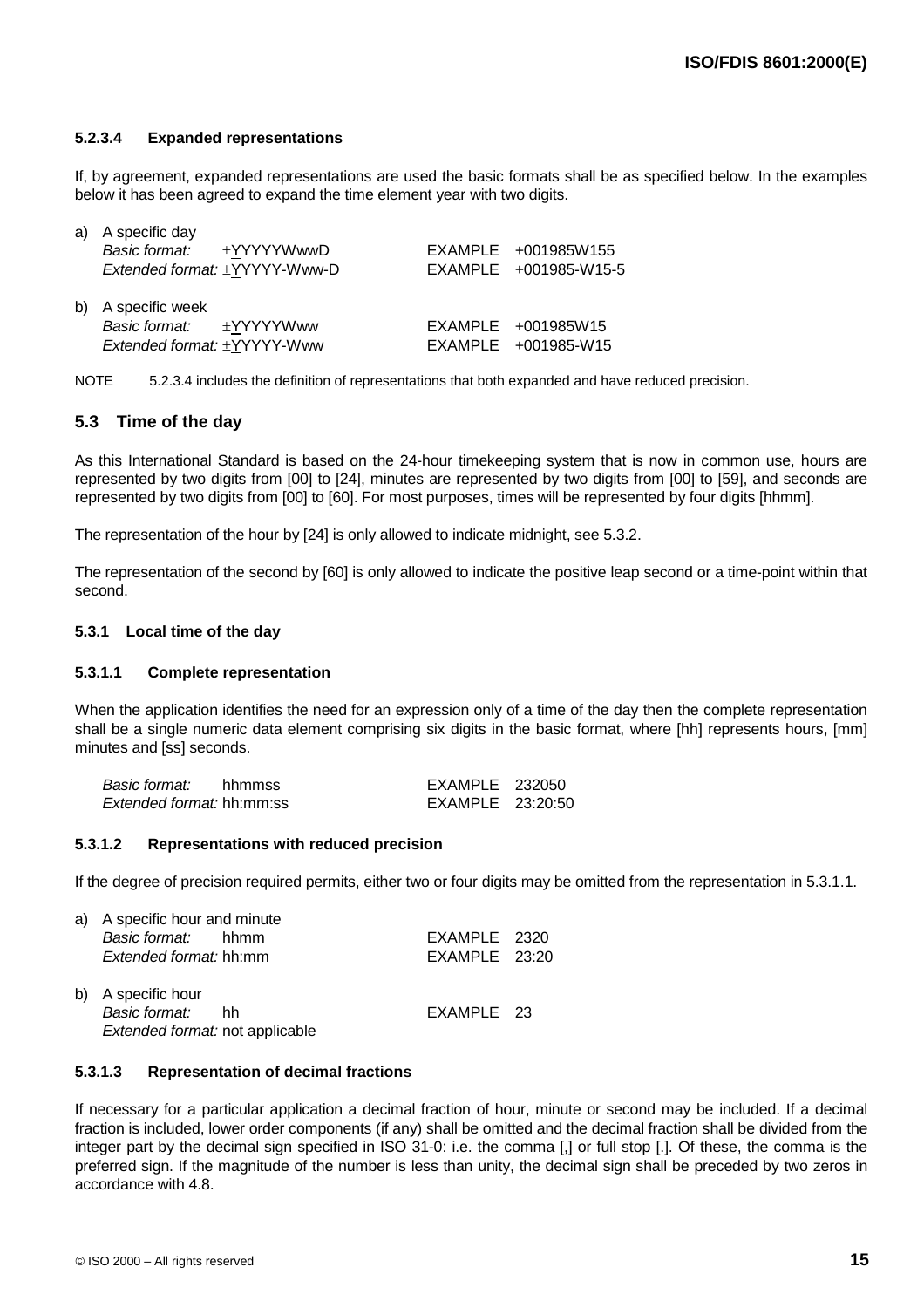#### 5.2.3.4 Expanded representations

If, by agreement, expanded representations are used the basic formats shall be as specified below. In the examples below it has been agreed to expand the time element year with two digits.

a) A specific day
   *Basic format:* ±YYYYYWwwD — EXAMPLE +001985W155
   *Extended format:* ±YYYYY-Www-D — EXAMPLE +001985-W15-5

b) A specific week
   *Basic format:* ±YYYYYWww — EXAMPLE +001985W15
   *Extended format:* ±YYYYY-Www — EXAMPLE +001985-W15

NOTE 5.2.3.4 includes the definition of representations that both expanded and have reduced precision.

## 5.3 Time of the day

As this International Standard is based on the 24-hour timekeeping system that is now in common use, hours are represented by two digits from [00] to [24], minutes are represented by two digits from [00] to [59], and seconds are represented by two digits from [00] to [60]. For most purposes, times will be represented by four digits [hhmm].

The representation of the hour by [24] is only allowed to indicate midnight, see 5.3.2.

The representation of the second by [60] is only allowed to indicate the positive leap second or a time-point within that second.

### 5.3.1 Local time of the day

#### 5.3.1.1 Complete representation

When the application identifies the need for an expression only of a time of the day then the complete representation shall be a single numeric data element comprising six digits in the basic format, where [hh] represents hours, [mm] minutes and [ss] seconds.

*Basic format:* hhmmss — EXAMPLE 232050
*Extended format:* hh:mm:ss — EXAMPLE 23:20:50

#### 5.3.1.2 Representations with reduced precision

If the degree of precision required permits, either two or four digits may be omitted from the representation in 5.3.1.1.

a) A specific hour and minute
   *Basic format:* hhmm — EXAMPLE 2320
   *Extended format:* hh:mm — EXAMPLE 23:20

b) A specific hour
   *Basic format:* hh — EXAMPLE 23
   *Extended format:* not applicable

#### 5.3.1.3 Representation of decimal fractions

If necessary for a particular application a decimal fraction of hour, minute or second may be included. If a decimal fraction is included, lower order components (if any) shall be omitted and the decimal fraction shall be divided from the integer part by the decimal sign specified in ISO 31-0: i.e. the comma [,] or full stop [.]. Of these, the comma is the preferred sign. If the magnitude of the number is less than unity, the decimal sign shall be preceded by two zeros in accordance with 4.8.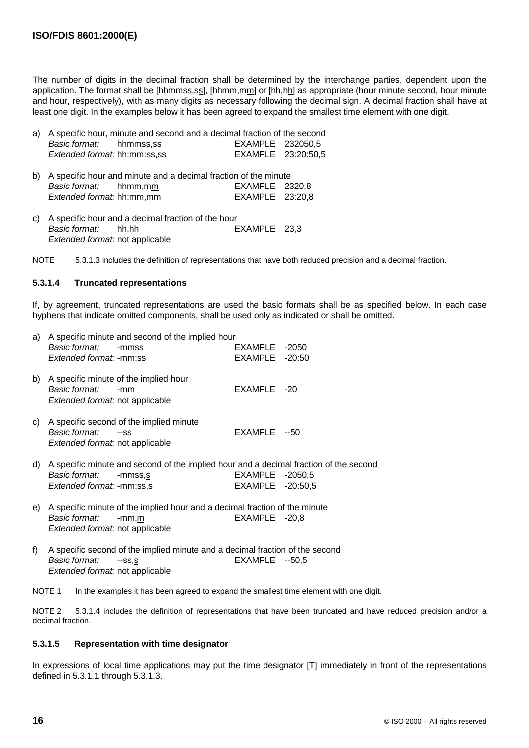The number of digits in the decimal fraction shall be determined by the interchange parties, dependent upon the application. The format shall be [hhmmss,ss], [hhmm,mm] or [hh,hh] as appropriate (hour minute second, hour minute and hour, respectively), with as many digits as necessary following the decimal sign. A decimal fraction shall have at least one digit. In the examples below it has been agreed to expand the smallest time element with one digit.

a) A specific hour, minute and second and a decimal fraction of the second
   *Basic format:* hhmmss,ss — EXAMPLE 232050,5
   *Extended format:* hh:mm:ss,ss — EXAMPLE 23:20:50,5

b) A specific hour and minute and a decimal fraction of the minute
   *Basic format:* hhmm,mm — EXAMPLE 2320,8
   *Extended format:* hh:mm,mm — EXAMPLE 23:20,8

c) A specific hour and a decimal fraction of the hour
   *Basic format:* hh,hh — EXAMPLE 23,3
   *Extended format:* not applicable

NOTE 5.3.1.3 includes the definition of representations that have both reduced precision and a decimal fraction.

#### 5.3.1.4 Truncated representations

If, by agreement, truncated representations are used the basic formats shall be as specified below. In each case hyphens that indicate omitted components, shall be used only as indicated or shall be omitted.

a) A specific minute and second of the implied hour
   *Basic format:* -mmss — EXAMPLE -2050
   *Extended format:* -mm:ss — EXAMPLE -20:50

b) A specific minute of the implied hour
   *Basic format:* -mm — EXAMPLE -20
   *Extended format:* not applicable

c) A specific second of the implied minute
   *Basic format:* --ss — EXAMPLE --50
   *Extended format:* not applicable

d) A specific minute and second of the implied hour and a decimal fraction of the second
   *Basic format:* -mmss,s — EXAMPLE -2050,5
   *Extended format:* -mm:ss,s — EXAMPLE -20:50,5

e) A specific minute of the implied hour and a decimal fraction of the minute
   *Basic format:* -mm,m — EXAMPLE -20,8
   *Extended format:* not applicable

f) A specific second of the implied minute and a decimal fraction of the second
   *Basic format:* --ss,s — EXAMPLE --50,5
   *Extended format:* not applicable

NOTE 1 In the examples it has been agreed to expand the smallest time element with one digit.

NOTE 2 5.3.1.4 includes the definition of representations that have been truncated and have reduced precision and/or a decimal fraction.

#### 5.3.1.5 Representation with time designator

In expressions of local time applications may put the time designator [T] immediately in front of the representations defined in 5.3.1.1 through 5.3.1.3.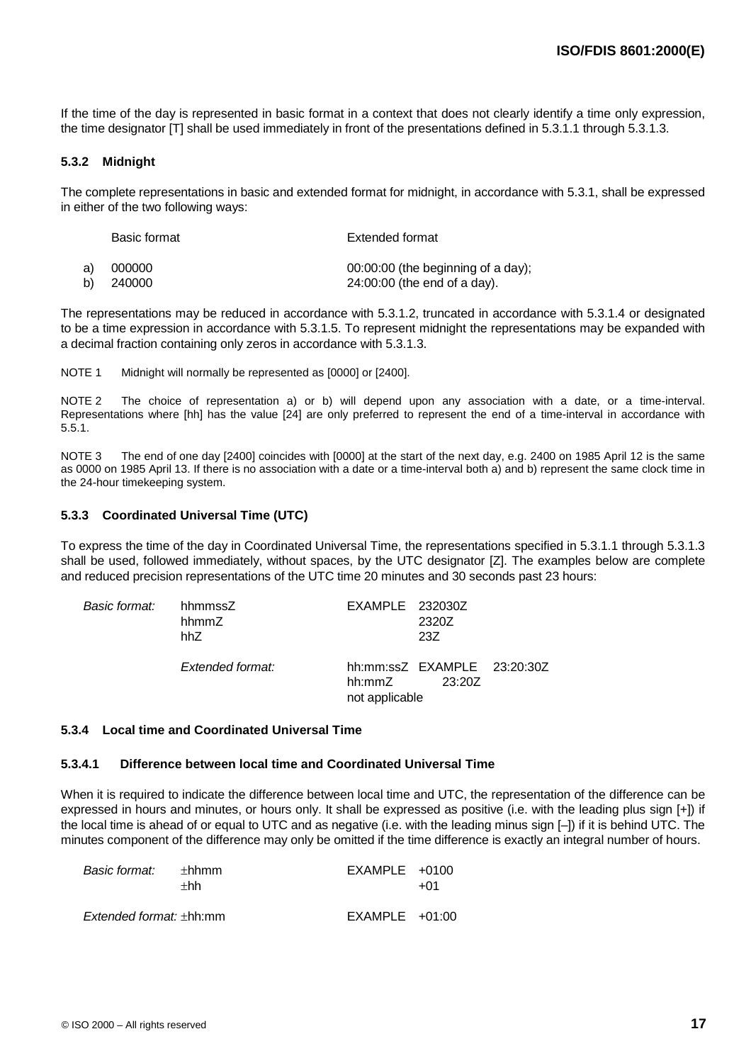If the time of the day is represented in basic format in a context that does not clearly identify a time only expression, the time designator [T] shall be used immediately in front of the presentations defined in 5.3.1.1 through 5.3.1.3.

### 5.3.2 Midnight

The complete representations in basic and extended format for midnight, in accordance with 5.3.1, shall be expressed in either of the two following ways:

| | Basic format | Extended format |
|---|---|---|
| a) | 000000 | 00:00:00 (the beginning of a day); |
| b) | 240000 | 24:00:00 (the end of a day). |

The representations may be reduced in accordance with 5.3.1.2, truncated in accordance with 5.3.1.4 or designated to be a time expression in accordance with 5.3.1.5. To represent midnight the representations may be expanded with a decimal fraction containing only zeros in accordance with 5.3.1.3.

NOTE 1 Midnight will normally be represented as [0000] or [2400].

NOTE 2 The choice of representation a) or b) will depend upon any association with a date, or a time-interval. Representations where [hh] has the value [24] are only preferred to represent the end of a time-interval in accordance with 5.5.1.

NOTE 3 The end of one day [2400] coincides with [0000] at the start of the next day, e.g. 2400 on 1985 April 12 is the same as 0000 on 1985 April 13. If there is no association with a date or a time-interval both a) and b) represent the same clock time in the 24-hour timekeeping system.

### 5.3.3 Coordinated Universal Time (UTC)

To express the time of the day in Coordinated Universal Time, the representations specified in 5.3.1.1 through 5.3.1.3 shall be used, followed immediately, without spaces, by the UTC designator [Z]. The examples below are complete and reduced precision representations of the UTC time 20 minutes and 30 seconds past 23 hours:

| | | | |
|---|---|---|---|
| *Basic format:* | hhmmssZ | EXAMPLE | 232030Z |
| | hhmmZ | | 2320Z |
| | hhZ | | 23Z |
| *Extended format:* | hh:mm:ssZ | EXAMPLE | 23:20:30Z |
| | hh:mmZ | | 23:20Z |
| | not applicable | | |

### 5.3.4 Local time and Coordinated Universal Time

#### 5.3.4.1 Difference between local time and Coordinated Universal Time

When it is required to indicate the difference between local time and UTC, the representation of the difference can be expressed in hours and minutes, or hours only. It shall be expressed as positive (i.e. with the leading plus sign [+]) if the local time is ahead of or equal to UTC and as negative (i.e. with the leading minus sign [–]) if it is behind UTC. The minutes component of the difference may only be omitted if the time difference is exactly an integral number of hours.

| | | | |
|---|---|---|---|
| *Basic format:* | ±hhmm | EXAMPLE | +0100 |
| | ±hh | | +01 |
| *Extended format:* | ±hh:mm | EXAMPLE | +01:00 |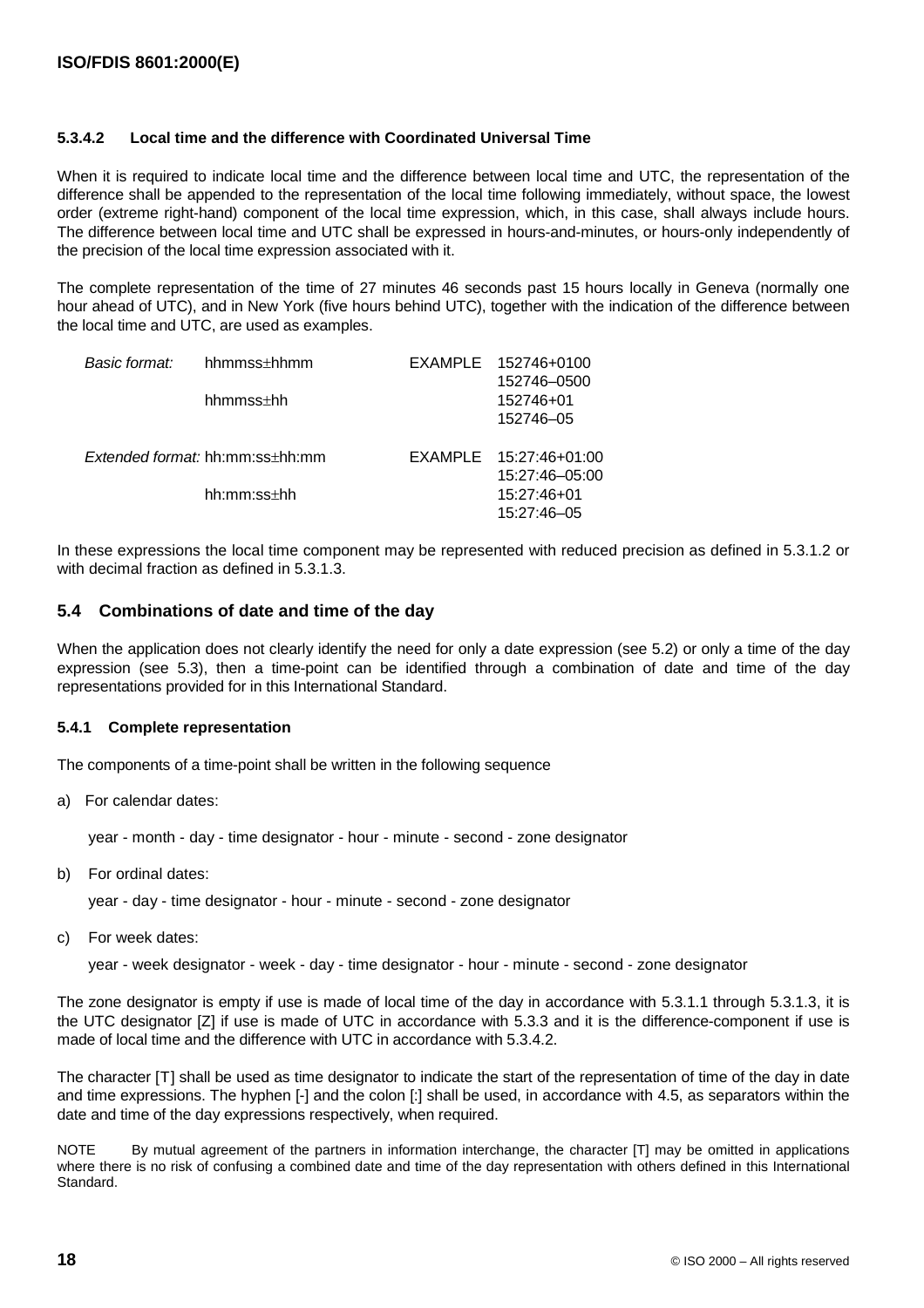#### 5.3.4.2 Local time and the difference with Coordinated Universal Time

When it is required to indicate local time and the difference between local time and UTC, the representation of the difference shall be appended to the representation of the local time following immediately, without space, the lowest order (extreme right-hand) component of the local time expression, which, in this case, shall always include hours. The difference between local time and UTC shall be expressed in hours-and-minutes, or hours-only independently of the precision of the local time expression associated with it.

The complete representation of the time of 27 minutes 46 seconds past 15 hours locally in Geneva (normally one hour ahead of UTC), and in New York (five hours behind UTC), together with the indication of the difference between the local time and UTC, are used as examples.

| | | | |
|---|---|---|---|
| *Basic format:* | hhmmss±hhmm | EXAMPLE | 152746+0100 |
| | | | 152746–0500 |
| | hhmmss±hh | | 152746+01 |
| | | | 152746–05 |
| *Extended format:* | hh:mm:ss±hh:mm | EXAMPLE | 15:27:46+01:00 |
| | | | 15:27:46–05:00 |
| | hh:mm:ss±hh | | 15:27:46+01 |
| | | | 15:27:46–05 |

In these expressions the local time component may be represented with reduced precision as defined in 5.3.1.2 or with decimal fraction as defined in 5.3.1.3.

## 5.4 Combinations of date and time of the day

When the application does not clearly identify the need for only a date expression (see 5.2) or only a time of the day expression (see 5.3), then a time-point can be identified through a combination of date and time of the day representations provided for in this International Standard.

### 5.4.1 Complete representation

The components of a time-point shall be written in the following sequence

a) For calendar dates:

year - month - day - time designator - hour - minute - second - zone designator

b) For ordinal dates:

year - day - time designator - hour - minute - second - zone designator

c) For week dates:

year - week designator - week - day - time designator - hour - minute - second - zone designator

The zone designator is empty if use is made of local time of the day in accordance with 5.3.1.1 through 5.3.1.3, it is the UTC designator [Z] if use is made of UTC in accordance with 5.3.3 and it is the difference-component if use is made of local time and the difference with UTC in accordance with 5.3.4.2.

The character [T] shall be used as time designator to indicate the start of the representation of time of the day in date and time expressions. The hyphen [-] and the colon [:] shall be used, in accordance with 4.5, as separators within the date and time of the day expressions respectively, when required.

NOTE By mutual agreement of the partners in information interchange, the character [T] may be omitted in applications where there is no risk of confusing a combined date and time of the day representation with others defined in this International Standard.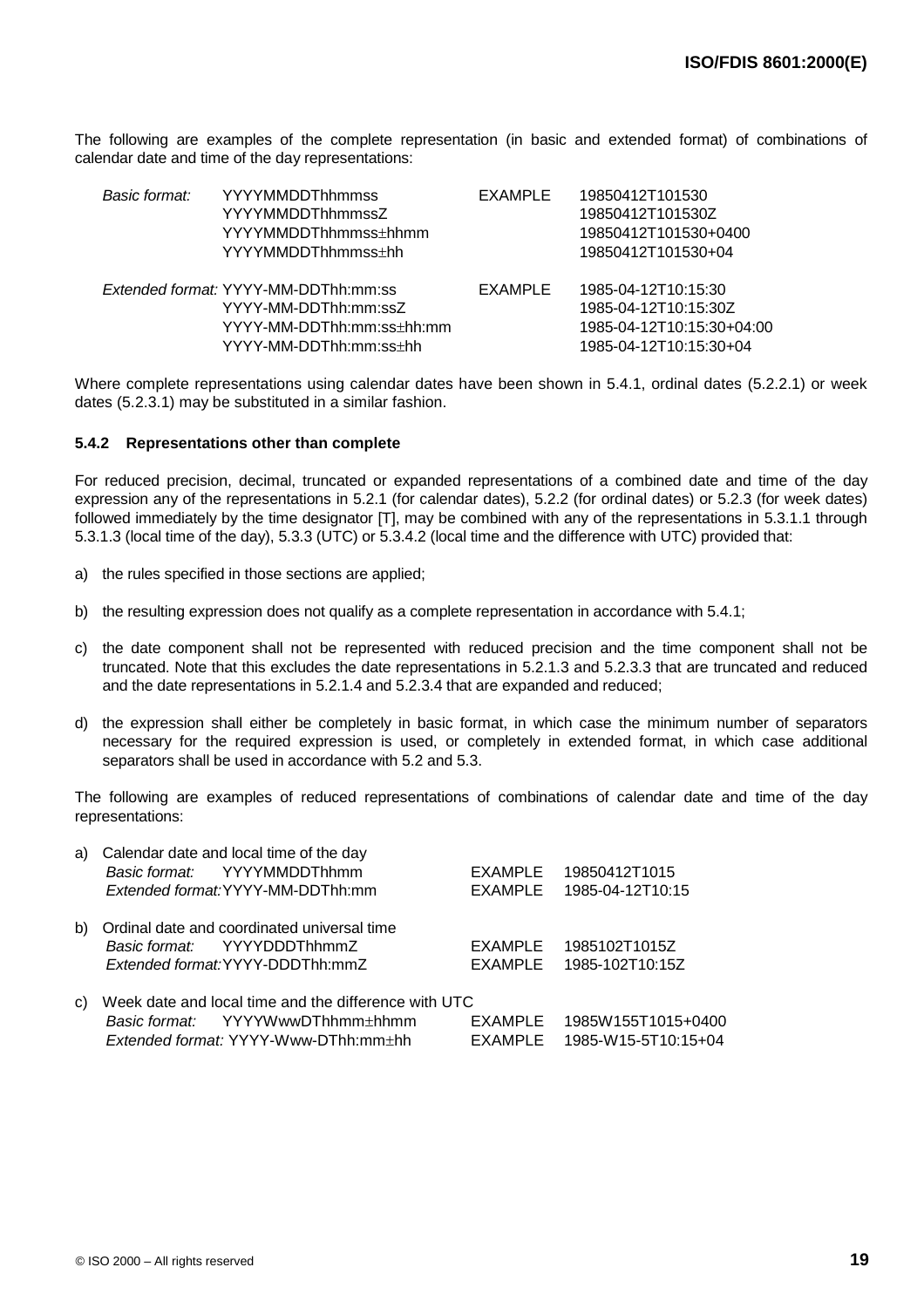The following are examples of the complete representation (in basic and extended format) of combinations of calendar date and time of the day representations:

| | | | |
|---|---|---|---|
| *Basic format:* | YYYYMMDDThhmmss | EXAMPLE | 19850412T101530 |
| | YYYYMMDDThhmmssZ | | 19850412T101530Z |
| | YYYYMMDDThhmmss±hhmm | | 19850412T101530+0400 |
| | YYYYMMDDThhmmss±hh | | 19850412T101530+04 |
| *Extended format:* | YYYY-MM-DDThh:mm:ss | EXAMPLE | 1985-04-12T10:15:30 |
| | YYYY-MM-DDThh:mm:ssZ | | 1985-04-12T10:15:30Z |
| | YYYY-MM-DDThh:mm:ss±hh:mm | | 1985-04-12T10:15:30+04:00 |
| | YYYY-MM-DDThh:mm:ss±hh | | 1985-04-12T10:15:30+04 |

Where complete representations using calendar dates have been shown in 5.4.1, ordinal dates (5.2.2.1) or week dates (5.2.3.1) may be substituted in a similar fashion.

### 5.4.2 Representations other than complete

For reduced precision, decimal, truncated or expanded representations of a combined date and time of the day expression any of the representations in 5.2.1 (for calendar dates), 5.2.2 (for ordinal dates) or 5.2.3 (for week dates) followed immediately by the time designator [T], may be combined with any of the representations in 5.3.1.1 through 5.3.1.3 (local time of the day), 5.3.3 (UTC) or 5.3.4.2 (local time and the difference with UTC) provided that:

a) the rules specified in those sections are applied;

b) the resulting expression does not qualify as a complete representation in accordance with 5.4.1;

c) the date component shall not be represented with reduced precision and the time component shall not be truncated. Note that this excludes the date representations in 5.2.1.3 and 5.2.3.3 that are truncated and reduced and the date representations in 5.2.1.4 and 5.2.3.4 that are expanded and reduced;

d) the expression shall either be completely in basic format, in which case the minimum number of separators necessary for the required expression is used, or completely in extended format, in which case additional separators shall be used in accordance with 5.2 and 5.3.

The following are examples of reduced representations of combinations of calendar date and time of the day representations:

a) Calendar date and local time of the day

| | | | |
|---|---|---|---|
| *Basic format:* | YYYYMMDDThhmm | EXAMPLE | 19850412T1015 |
| *Extended format:* | YYYY-MM-DDThh:mm | EXAMPLE | 1985-04-12T10:15 |

b) Ordinal date and coordinated universal time

| | | | |
|---|---|---|---|
| *Basic format:* | YYYYDDDThhmmZ | EXAMPLE | 1985102T1015Z |
| *Extended format:* | YYYY-DDDThh:mmZ | EXAMPLE | 1985-102T10:15Z |

c) Week date and local time and the difference with UTC

| | | | |
|---|---|---|---|
| *Basic format:* | YYYYWwwDThhmm±hhmm | EXAMPLE | 1985W155T1015+0400 |
| *Extended format:* | YYYY-Www-DThh:mm±hh | EXAMPLE | 1985-W15-5T10:15+04 |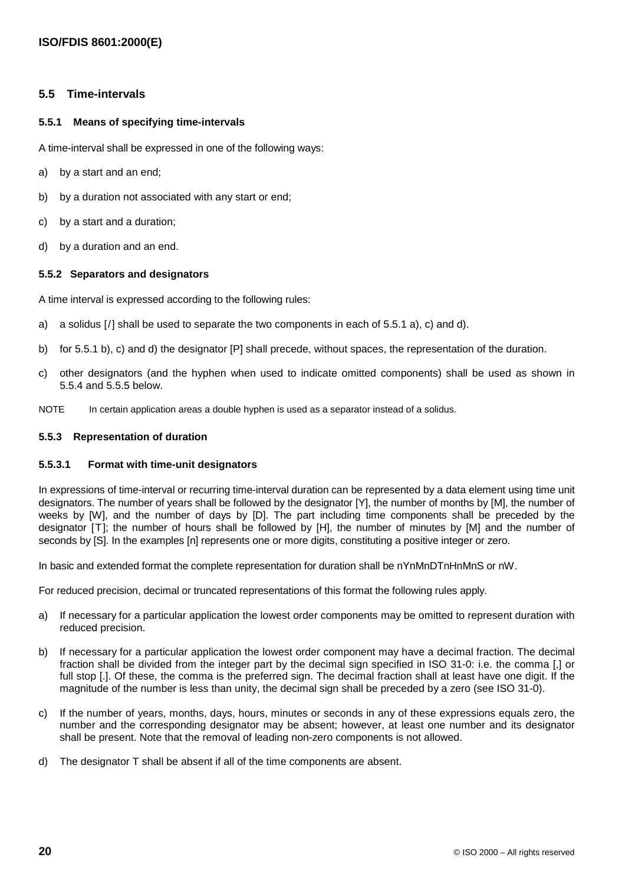### 5.5 Time-intervals

#### 5.5.1 Means of specifying time-intervals

A time-interval shall be expressed in one of the following ways:

a) by a start and an end;

b) by a duration not associated with any start or end;

c) by a start and a duration;

d) by a duration and an end.

#### 5.5.2 Separators and designators

A time interval is expressed according to the following rules:

a) a solidus [/] shall be used to separate the two components in each of 5.5.1 a), c) and d).

b) for 5.5.1 b), c) and d) the designator [P] shall precede, without spaces, the representation of the duration.

c) other designators (and the hyphen when used to indicate omitted components) shall be used as shown in 5.5.4 and 5.5.5 below.

NOTE In certain application areas a double hyphen is used as a separator instead of a solidus.

#### 5.5.3 Representation of duration

##### 5.5.3.1 Format with time-unit designators

In expressions of time-interval or recurring time-interval duration can be represented by a data element using time unit designators. The number of years shall be followed by the designator [Y], the number of months by [M], the number of weeks by [W], and the number of days by [D]. The part including time components shall be preceded by the designator [T]; the number of hours shall be followed by [H], the number of minutes by [M] and the number of seconds by [S]. In the examples [n] represents one or more digits, constituting a positive integer or zero.

In basic and extended format the complete representation for duration shall be nYnMnDTnHnMnS or nW.

For reduced precision, decimal or truncated representations of this format the following rules apply.

a) If necessary for a particular application the lowest order components may be omitted to represent duration with reduced precision.

b) If necessary for a particular application the lowest order component may have a decimal fraction. The decimal fraction shall be divided from the integer part by the decimal sign specified in ISO 31-0: i.e. the comma [,] or full stop [.]. Of these, the comma is the preferred sign. The decimal fraction shall at least have one digit. If the magnitude of the number is less than unity, the decimal sign shall be preceded by a zero (see ISO 31-0).

c) If the number of years, months, days, hours, minutes or seconds in any of these expressions equals zero, the number and the corresponding designator may be absent; however, at least one number and its designator shall be present. Note that the removal of leading non-zero components is not allowed.

d) The designator T shall be absent if all of the time components are absent.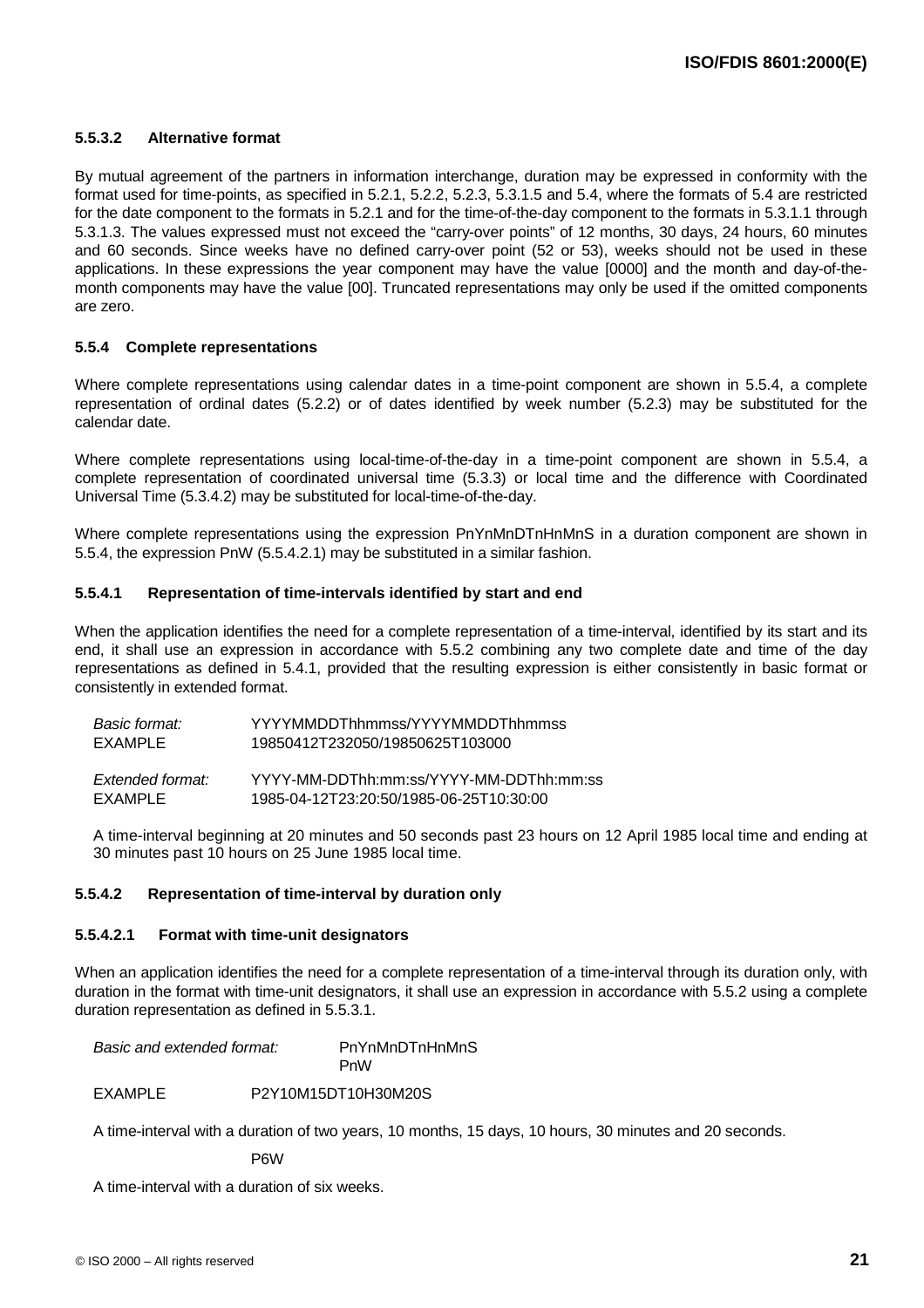#### 5.5.3.2 Alternative format

By mutual agreement of the partners in information interchange, duration may be expressed in conformity with the format used for time-points, as specified in 5.2.1, 5.2.2, 5.2.3, 5.3.1.5 and 5.4, where the formats of 5.4 are restricted for the date component to the formats in 5.2.1 and for the time-of-the-day component to the formats in 5.3.1.1 through 5.3.1.3. The values expressed must not exceed the "carry-over points" of 12 months, 30 days, 24 hours, 60 minutes and 60 seconds. Since weeks have no defined carry-over point (52 or 53), weeks should not be used in these applications. In these expressions the year component may have the value [0000] and the month and day-of-the-month components may have the value [00]. Truncated representations may only be used if the omitted components are zero.

### 5.5.4 Complete representations

Where complete representations using calendar dates in a time-point component are shown in 5.5.4, a complete representation of ordinal dates (5.2.2) or of dates identified by week number (5.2.3) may be substituted for the calendar date.

Where complete representations using local-time-of-the-day in a time-point component are shown in 5.5.4, a complete representation of coordinated universal time (5.3.3) or local time and the difference with Coordinated Universal Time (5.3.4.2) may be substituted for local-time-of-the-day.

Where complete representations using the expression PnYnMnDTnHnMnS in a duration component are shown in 5.5.4, the expression PnW (5.5.4.2.1) may be substituted in a similar fashion.

#### 5.5.4.1 Representation of time-intervals identified by start and end

When the application identifies the need for a complete representation of a time-interval, identified by its start and its end, it shall use an expression in accordance with 5.5.2 combining any two complete date and time of the day representations as defined in 5.4.1, provided that the resulting expression is either consistently in basic format or consistently in extended format.

*Basic format:* YYYYMMDDThhmmss/YYYYMMDDThhmmss
EXAMPLE 19850412T232050/19850625T103000

*Extended format:* YYYY-MM-DDThh:mm:ss/YYYY-MM-DDThh:mm:ss
EXAMPLE 1985-04-12T23:20:50/1985-06-25T10:30:00

A time-interval beginning at 20 minutes and 50 seconds past 23 hours on 12 April 1985 local time and ending at 30 minutes past 10 hours on 25 June 1985 local time.

#### 5.5.4.2 Representation of time-interval by duration only

##### 5.5.4.2.1 Format with time-unit designators

When an application identifies the need for a complete representation of a time-interval through its duration only, with duration in the format with time-unit designators, it shall use an expression in accordance with 5.5.2 using a complete duration representation as defined in 5.5.3.1.

*Basic and extended format:* PnYnMnDTnHnMnS
PnW

EXAMPLE P2Y10M15DT10H30M20S

A time-interval with a duration of two years, 10 months, 15 days, 10 hours, 30 minutes and 20 seconds.

P6W

A time-interval with a duration of six weeks.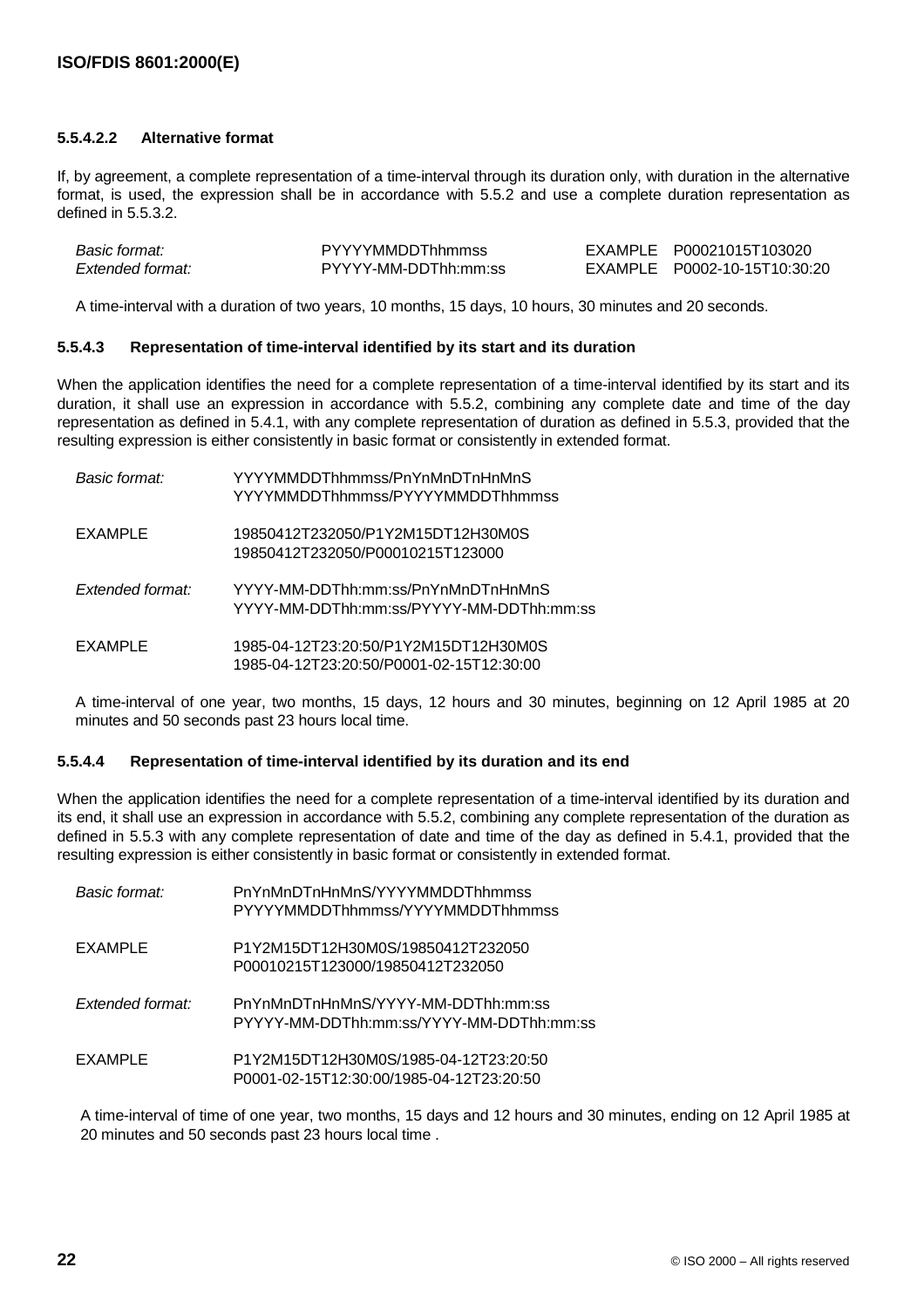#### 5.5.4.2.2 Alternative format

If, by agreement, a complete representation of a time-interval through its duration only, with duration in the alternative format, is used, the expression shall be in accordance with 5.5.2 and use a complete duration representation as defined in 5.5.3.2.

| | | |
|---|---|---|
| *Basic format:* | PYYYYMMDDThhmmss | EXAMPLE P00021015T103020 |
| *Extended format:* | PYYYY-MM-DDThh:mm:ss | EXAMPLE P0002-10-15T10:30:20 |

A time-interval with a duration of two years, 10 months, 15 days, 10 hours, 30 minutes and 20 seconds.

#### 5.5.4.3 Representation of time-interval identified by its start and its duration

When the application identifies the need for a complete representation of a time-interval identified by its start and its duration, it shall use an expression in accordance with 5.5.2, combining any complete date and time of the day representation as defined in 5.4.1, with any complete representation of duration as defined in 5.5.3, provided that the resulting expression is either consistently in basic format or consistently in extended format.

*Basic format:* YYYYMMDDThhmmss/PnYnMnDTnHnMnS
YYYYMMDDThhmmss/PYYYYMMDDThhmmss

EXAMPLE 19850412T232050/P1Y2M15DT12H30M0S
19850412T232050/P00010215T123000

*Extended format:* YYYY-MM-DDThh:mm:ss/PnYnMnDTnHnMnS
YYYY-MM-DDThh:mm:ss/PYYYY-MM-DDThh:mm:ss

EXAMPLE 1985-04-12T23:20:50/P1Y2M15DT12H30M0S
1985-04-12T23:20:50/P0001-02-15T12:30:00

A time-interval of one year, two months, 15 days, 12 hours and 30 minutes, beginning on 12 April 1985 at 20 minutes and 50 seconds past 23 hours local time.

#### 5.5.4.4 Representation of time-interval identified by its duration and its end

When the application identifies the need for a complete representation of a time-interval identified by its duration and its end, it shall use an expression in accordance with 5.5.2, combining any complete representation of the duration as defined in 5.5.3 with any complete representation of date and time of the day as defined in 5.4.1, provided that the resulting expression is either consistently in basic format or consistently in extended format.

*Basic format:* PnYnMnDTnHnMnS/YYYYMMDDThhmmss
PYYYYMMDDThhmmss/YYYYMMDDThhmmss

EXAMPLE P1Y2M15DT12H30M0S/19850412T232050
P00010215T123000/19850412T232050

*Extended format:* PnYnMnDTnHnMnS/YYYY-MM-DDThh:mm:ss
PYYYY-MM-DDThh:mm:ss/YYYY-MM-DDThh:mm:ss

EXAMPLE P1Y2M15DT12H30M0S/1985-04-12T23:20:50
P0001-02-15T12:30:00/1985-04-12T23:20:50

A time-interval of time of one year, two months, 15 days and 12 hours and 30 minutes, ending on 12 April 1985 at 20 minutes and 50 seconds past 23 hours local time .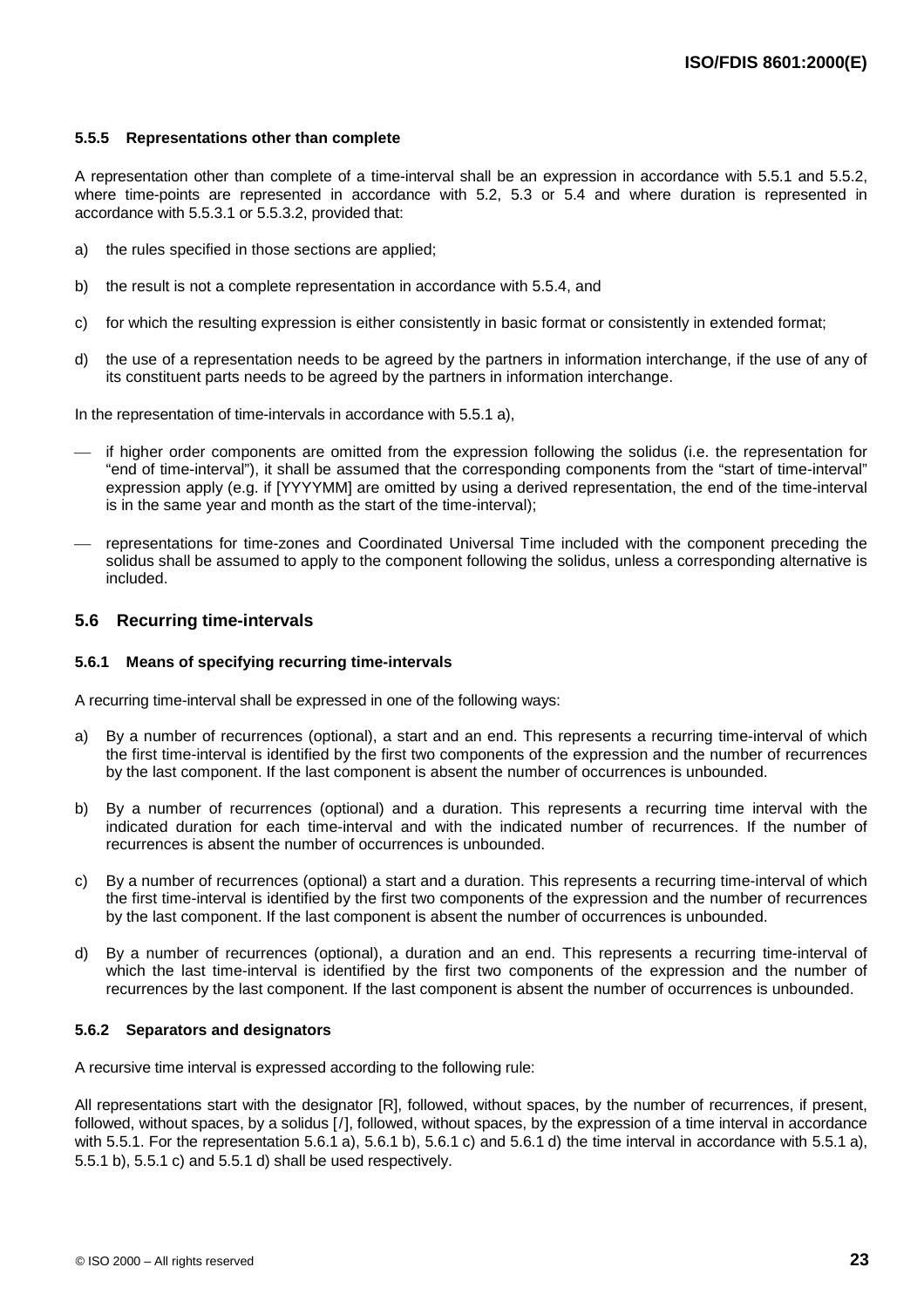#### 5.5.5 Representations other than complete

A representation other than complete of a time-interval shall be an expression in accordance with 5.5.1 and 5.5.2, where time-points are represented in accordance with 5.2, 5.3 or 5.4 and where duration is represented in accordance with 5.5.3.1 or 5.5.3.2, provided that:

a) the rules specified in those sections are applied;

b) the result is not a complete representation in accordance with 5.5.4, and

c) for which the resulting expression is either consistently in basic format or consistently in extended format;

d) the use of a representation needs to be agreed by the partners in information interchange, if the use of any of its constituent parts needs to be agreed by the partners in information interchange.

In the representation of time-intervals in accordance with 5.5.1 a),

— if higher order components are omitted from the expression following the solidus (i.e. the representation for "end of time-interval"), it shall be assumed that the corresponding components from the "start of time-interval" expression apply (e.g. if [YYYYMM] are omitted by using a derived representation, the end of the time-interval is in the same year and month as the start of the time-interval);

— representations for time-zones and Coordinated Universal Time included with the component preceding the solidus shall be assumed to apply to the component following the solidus, unless a corresponding alternative is included.

## 5.6 Recurring time-intervals

#### 5.6.1 Means of specifying recurring time-intervals

A recurring time-interval shall be expressed in one of the following ways:

a) By a number of recurrences (optional), a start and an end. This represents a recurring time-interval of which the first time-interval is identified by the first two components of the expression and the number of recurrences by the last component. If the last component is absent the number of occurrences is unbounded.

b) By a number of recurrences (optional) and a duration. This represents a recurring time interval with the indicated duration for each time-interval and with the indicated number of recurrences. If the number of recurrences is absent the number of occurrences is unbounded.

c) By a number of recurrences (optional) a start and a duration. This represents a recurring time-interval of which the first time-interval is identified by the first two components of the expression and the number of recurrences by the last component. If the last component is absent the number of occurrences is unbounded.

d) By a number of recurrences (optional), a duration and an end. This represents a recurring time-interval of which the last time-interval is identified by the first two components of the expression and the number of recurrences by the last component. If the last component is absent the number of occurrences is unbounded.

#### 5.6.2 Separators and designators

A recursive time interval is expressed according to the following rule:

All representations start with the designator [R], followed, without spaces, by the number of recurrences, if present, followed, without spaces, by a solidus [/], followed, without spaces, by the expression of a time interval in accordance with 5.5.1. For the representation 5.6.1 a), 5.6.1 b), 5.6.1 c) and 5.6.1 d) the time interval in accordance with 5.5.1 a), 5.5.1 b), 5.5.1 c) and 5.5.1 d) shall be used respectively.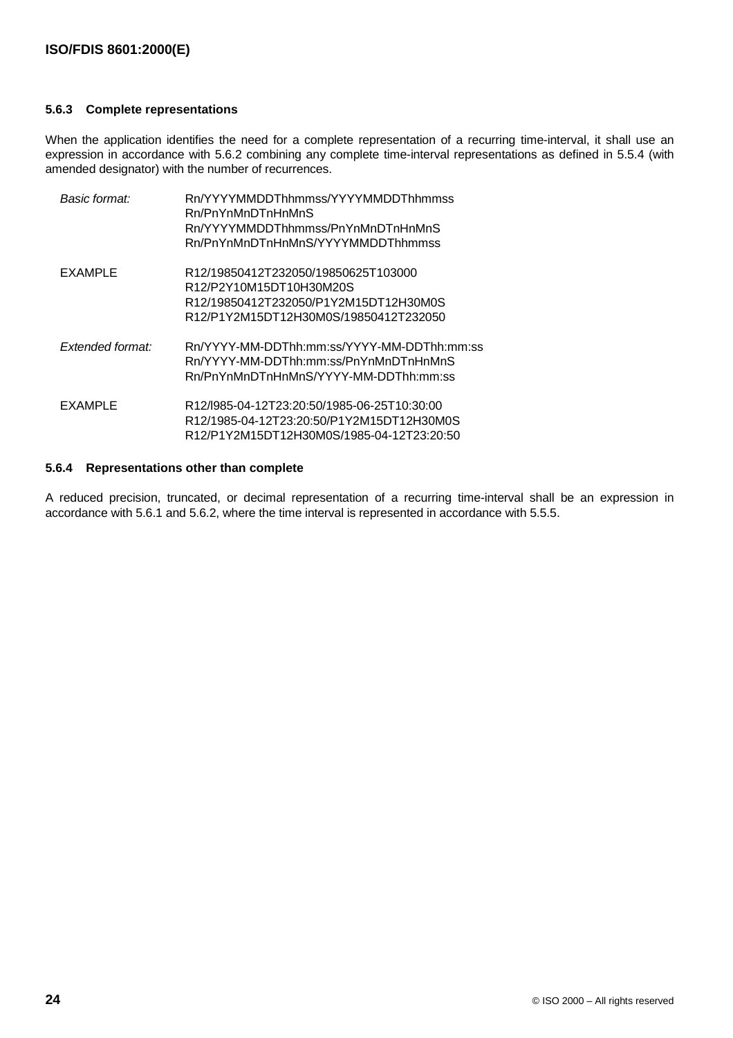### 5.6.3 Complete representations

When the application identifies the need for a complete representation of a recurring time-interval, it shall use an expression in accordance with 5.6.2 combining any complete time-interval representations as defined in 5.5.4 (with amended designator) with the number of recurrences.

| | |
|---|---|
| *Basic format:* | Rn/YYYYMMDDThhmmss/YYYYMMDDThhmmss<br>Rn/PnYnMnDTnHnMnS<br>Rn/YYYYMMDDThhmmss/PnYnMnDTnHnMnS<br>Rn/PnYnMnDTnHnMnS/YYYYMMDDThhmmss |
| EXAMPLE | R12/19850412T232050/19850625T103000<br>R12/P2Y10M15DT10H30M20S<br>R12/19850412T232050/P1Y2M15DT12H30M0S<br>R12/P1Y2M15DT12H30M0S/19850412T232050 |
| *Extended format:* | Rn/YYYY-MM-DDThh:mm:ss/YYYY-MM-DDThh:mm:ss<br>Rn/YYYY-MM-DDThh:mm:ss/PnYnMnDTnHnMnS<br>Rn/PnYnMnDTnHnMnS/YYYY-MM-DDThh:mm:ss |
| EXAMPLE | R12/l985-04-12T23:20:50/1985-06-25T10:30:00<br>R12/1985-04-12T23:20:50/P1Y2M15DT12H30M0S<br>R12/P1Y2M15DT12H30M0S/1985-04-12T23:20:50 |

### 5.6.4 Representations other than complete

A reduced precision, truncated, or decimal representation of a recurring time-interval shall be an expression in accordance with 5.6.1 and 5.6.2, where the time interval is represented in accordance with 5.5.5.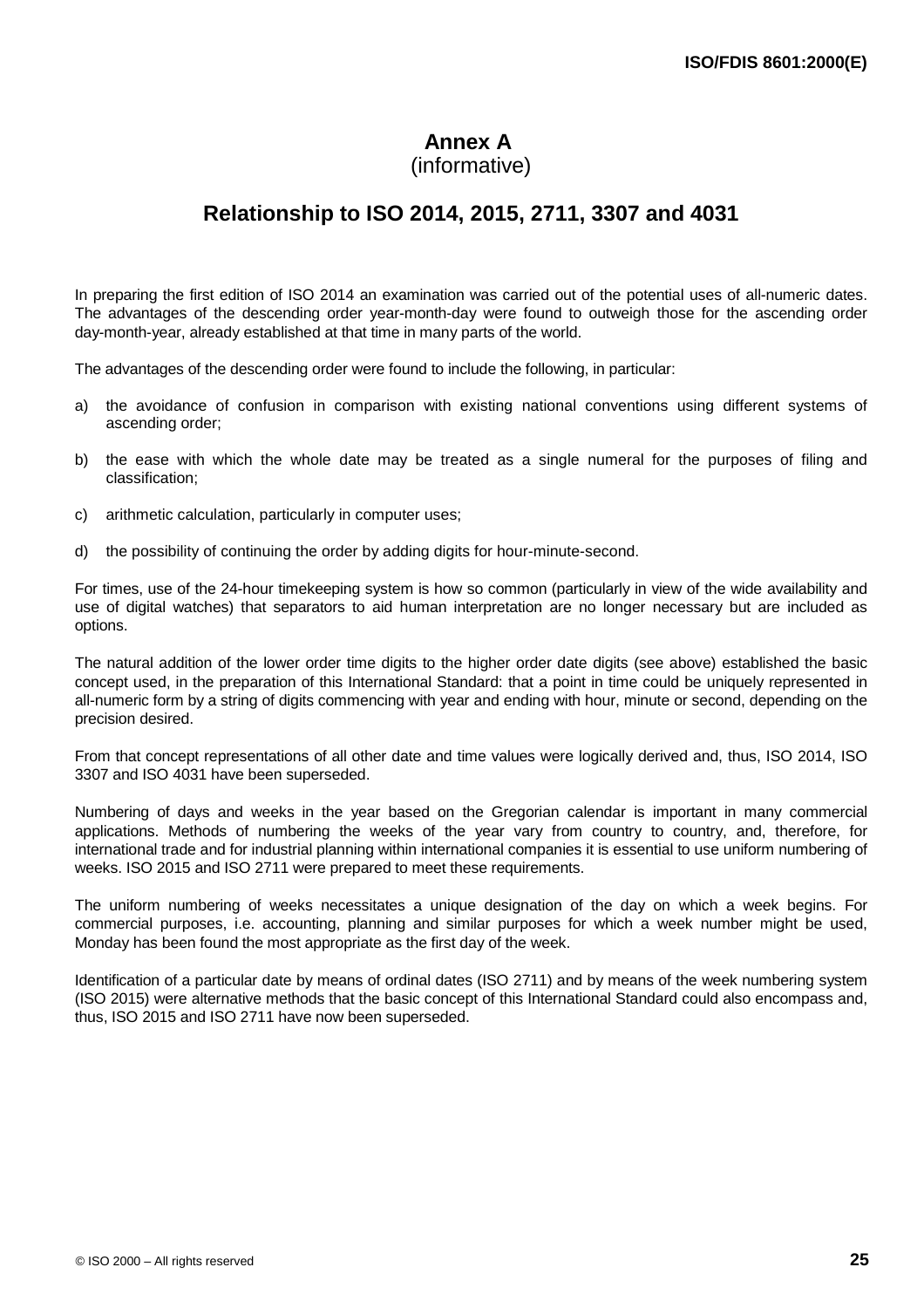# Annex A
(informative)

## Relationship to ISO 2014, 2015, 2711, 3307 and 4031

In preparing the first edition of ISO 2014 an examination was carried out of the potential uses of all-numeric dates. The advantages of the descending order year-month-day were found to outweigh those for the ascending order day-month-year, already established at that time in many parts of the world.

The advantages of the descending order were found to include the following, in particular:

a) the avoidance of confusion in comparison with existing national conventions using different systems of ascending order;

b) the ease with which the whole date may be treated as a single numeral for the purposes of filing and classification;

c) arithmetic calculation, particularly in computer uses;

d) the possibility of continuing the order by adding digits for hour-minute-second.

For times, use of the 24-hour timekeeping system is how so common (particularly in view of the wide availability and use of digital watches) that separators to aid human interpretation are no longer necessary but are included as options.

The natural addition of the lower order time digits to the higher order date digits (see above) established the basic concept used, in the preparation of this International Standard: that a point in time could be uniquely represented in all-numeric form by a string of digits commencing with year and ending with hour, minute or second, depending on the precision desired.

From that concept representations of all other date and time values were logically derived and, thus, ISO 2014, ISO 3307 and ISO 4031 have been superseded.

Numbering of days and weeks in the year based on the Gregorian calendar is important in many commercial applications. Methods of numbering the weeks of the year vary from country to country, and, therefore, for international trade and for industrial planning within international companies it is essential to use uniform numbering of weeks. ISO 2015 and ISO 2711 were prepared to meet these requirements.

The uniform numbering of weeks necessitates a unique designation of the day on which a week begins. For commercial purposes, i.e. accounting, planning and similar purposes for which a week number might be used, Monday has been found the most appropriate as the first day of the week.

Identification of a particular date by means of ordinal dates (ISO 2711) and by means of the week numbering system (ISO 2015) were alternative methods that the basic concept of this International Standard could also encompass and, thus, ISO 2015 and ISO 2711 have now been superseded.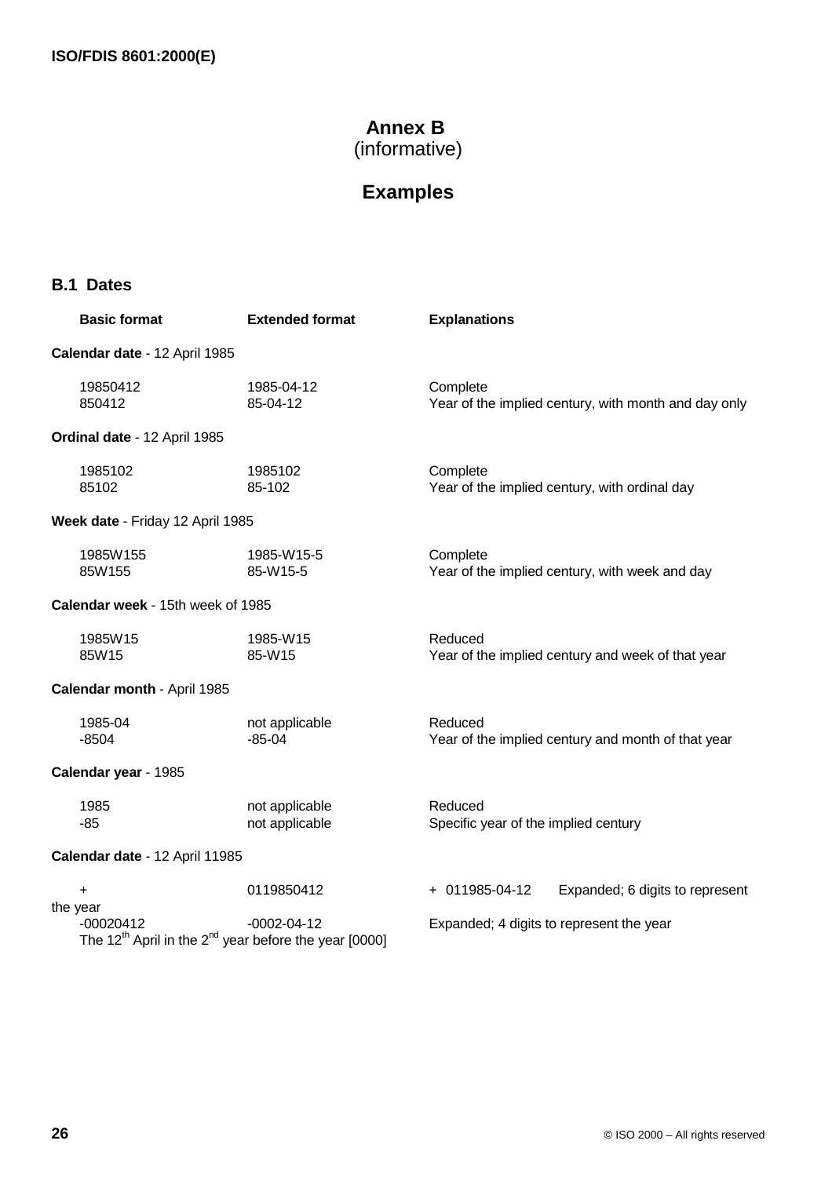# Annex B
(informative)

# Examples

## B.1 Dates

| Basic format | Extended format | Explanations |
|---|---|---|
| **Calendar date** - 12 April 1985 | | |
| 19850412 | 1985-04-12 | Complete |
| 850412 | 85-04-12 | Year of the implied century, with month and day only |
| **Ordinal date** - 12 April 1985 | | |
| 1985102 | 1985102 | Complete |
| 85102 | 85-102 | Year of the implied century, with ordinal day |
| **Week date** - Friday 12 April 1985 | | |
| 1985W155 | 1985-W15-5 | Complete |
| 85W155 | 85-W15-5 | Year of the implied century, with week and day |
| **Calendar week** - 15th week of 1985 | | |
| 1985W15 | 1985-W15 | Reduced |
| 85W15 | 85-W15 | Year of the implied century and week of that year |
| **Calendar month** - April 1985 | | |
| 1985-04 | not applicable | Reduced |
| -8504 | -85-04 | Year of the implied century and month of that year |
| **Calendar year** - 1985 | | |
| 1985 | not applicable | Reduced |
| -85 | not applicable | Specific year of the implied century |
| **Calendar date** - 12 April 11985 | | |
| + | 0119850412 | + 011985-04-12 Expanded; 6 digits to represent the year |
| -00020412 | -0002-04-12 | Expanded; 4 digits to represent the year |

The 12th April in the 2nd year before the year [0000]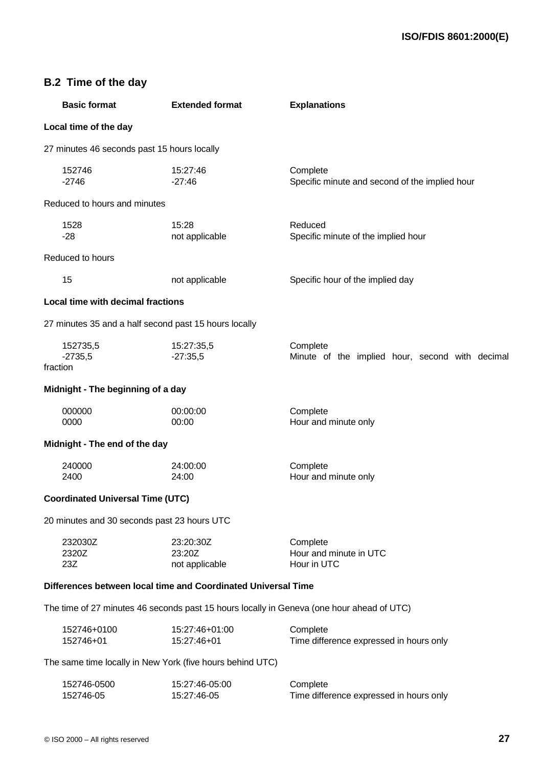## B.2 Time of the day

| Basic format | Extended format | Explanations |
|---|---|---|
| **Local time of the day** | | |
| 27 minutes 46 seconds past 15 hours locally | | |
| 152746 | 15:27:46 | Complete |
| -2746 | -27:46 | Specific minute and second of the implied hour |
| Reduced to hours and minutes | | |
| 1528 | 15:28 | Reduced |
| -28 | not applicable | Specific minute of the implied hour |
| Reduced to hours | | |
| 15 | not applicable | Specific hour of the implied day |
| **Local time with decimal fractions** | | |
| 27 minutes 35 and a half second past 15 hours locally | | |
| 152735,5 | 15:27:35,5 | Complete |
| -2735,5 | -27:35,5 | Minute of the implied hour, second with decimal fraction |
| **Midnight - The beginning of a day** | | |
| 000000 | 00:00:00 | Complete |
| 0000 | 00:00 | Hour and minute only |
| **Midnight - The end of the day** | | |
| 240000 | 24:00:00 | Complete |
| 2400 | 24:00 | Hour and minute only |
| **Coordinated Universal Time (UTC)** | | |
| 20 minutes and 30 seconds past 23 hours UTC | | |
| 232030Z | 23:20:30Z | Complete |
| 2320Z | 23:20Z | Hour and minute in UTC |
| 23Z | not applicable | Hour in UTC |
| **Differences between local time and Coordinated Universal Time** | | |
| The time of 27 minutes 46 seconds past 15 hours locally in Geneva (one hour ahead of UTC) | | |
| 152746+0100 | 15:27:46+01:00 | Complete |
| 152746+01 | 15:27:46+01 | Time difference expressed in hours only |
| The same time locally in New York (five hours behind UTC) | | |
| 152746-0500 | 15:27:46-05:00 | Complete |
| 152746-05 | 15:27:46-05 | Time difference expressed in hours only |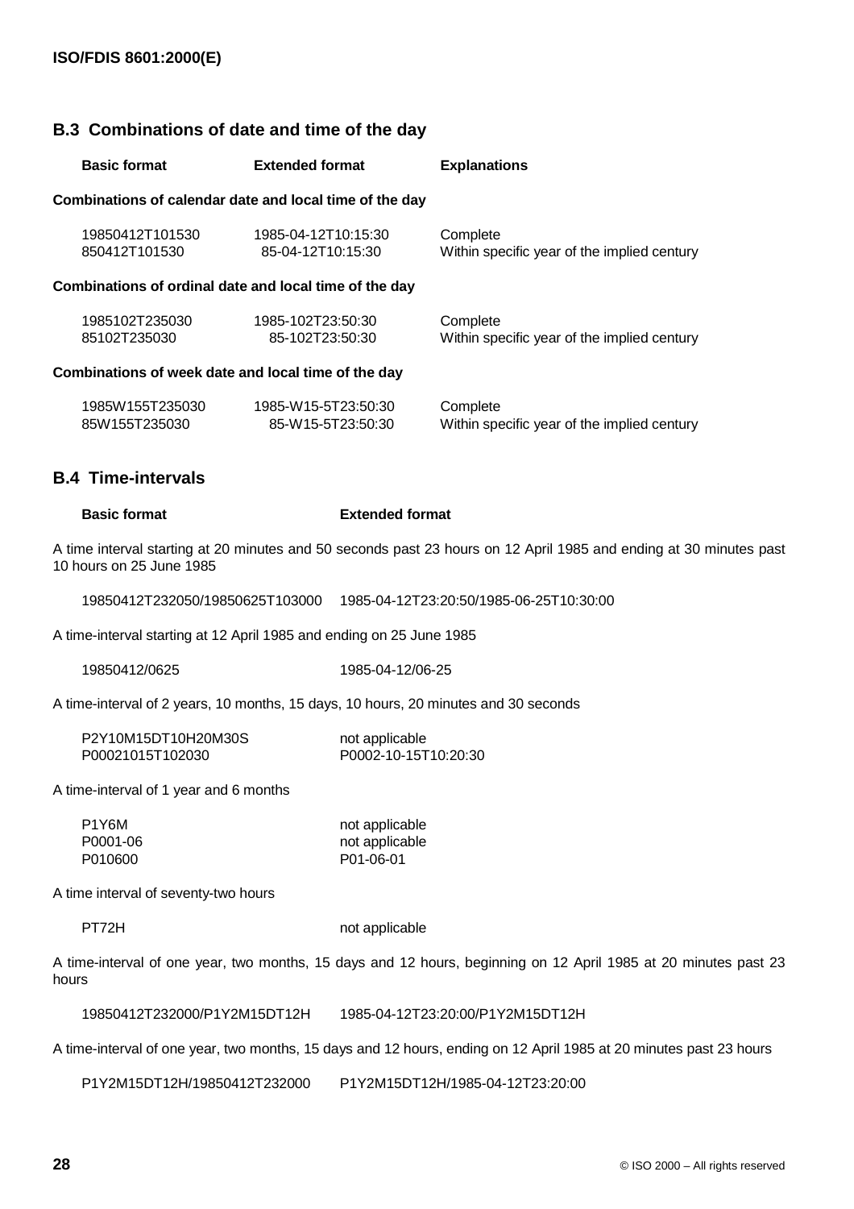## B.3 Combinations of date and time of the day

| Basic format | Extended format | Explanations |
|---|---|---|
| **Combinations of calendar date and local time of the day** | | |
| 19850412T101530 | 1985-04-12T10:15:30 | Complete |
| 850412T101530 | 85-04-12T10:15:30 | Within specific year of the implied century |
| **Combinations of ordinal date and local time of the day** | | |
| 1985102T235030 | 1985-102T23:50:30 | Complete |
| 85102T235030 | 85-102T23:50:30 | Within specific year of the implied century |
| **Combinations of week date and local time of the day** | | |
| 1985W155T235030 | 1985-W15-5T23:50:30 | Complete |
| 85W155T235030 | 85-W15-5T23:50:30 | Within specific year of the implied century |

## B.4 Time-intervals

| Basic format | Extended format |
|---|---|

A time interval starting at 20 minutes and 50 seconds past 23 hours on 12 April 1985 and ending at 30 minutes past 10 hours on 25 June 1985

| | |
|---|---|
| 19850412T232050/19850625T103000 | 1985-04-12T23:20:50/1985-06-25T10:30:00 |

A time-interval starting at 12 April 1985 and ending on 25 June 1985

| | |
|---|---|
| 19850412/0625 | 1985-04-12/06-25 |

A time-interval of 2 years, 10 months, 15 days, 10 hours, 20 minutes and 30 seconds

| | |
|---|---|
| P2Y10M15DT10H20M30S | not applicable |
| P00021015T102030 | P0002-10-15T10:20:30 |

A time-interval of 1 year and 6 months

| | |
|---|---|
| P1Y6M | not applicable |
| P0001-06 | not applicable |
| P010600 | P01-06-01 |

A time interval of seventy-two hours

| | |
|---|---|
| PT72H | not applicable |

A time-interval of one year, two months, 15 days and 12 hours, beginning on 12 April 1985 at 20 minutes past 23 hours

| | |
|---|---|
| 19850412T232000/P1Y2M15DT12H | 1985-04-12T23:20:00/P1Y2M15DT12H |

A time-interval of one year, two months, 15 days and 12 hours, ending on 12 April 1985 at 20 minutes past 23 hours

| | |
|---|---|
| P1Y2M15DT12H/19850412T232000 | P1Y2M15DT12H/1985-04-12T23:20:00 |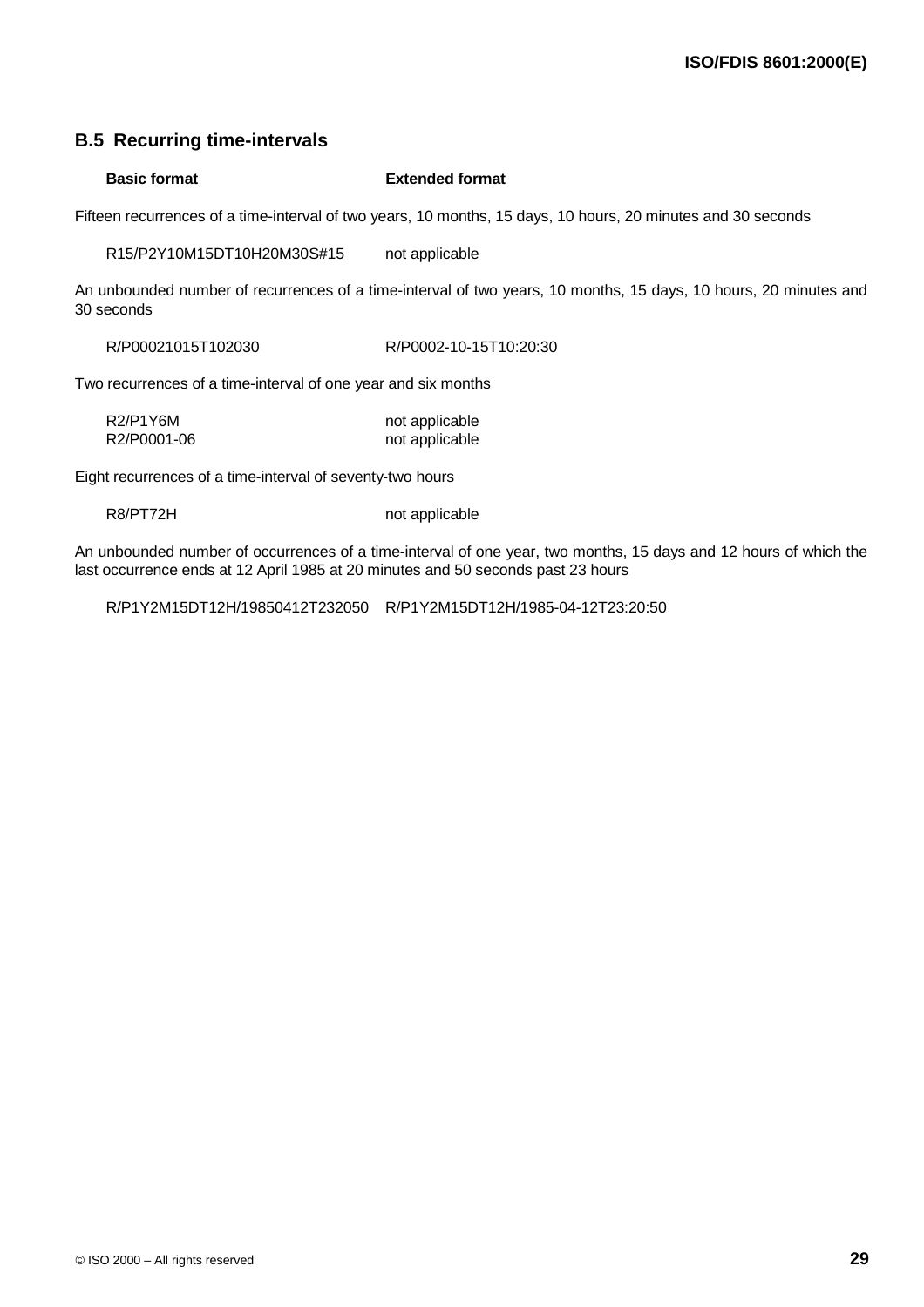## B.5 Recurring time-intervals

| Basic format | Extended format |
|---|---|

Fifteen recurrences of a time-interval of two years, 10 months, 15 days, 10 hours, 20 minutes and 30 seconds

| | |
|---|---|
| R15/P2Y10M15DT10H20M30S#15 | not applicable |

An unbounded number of recurrences of a time-interval of two years, 10 months, 15 days, 10 hours, 20 minutes and 30 seconds

| | |
|---|---|
| R/P00021015T102030 | R/P0002-10-15T10:20:30 |

Two recurrences of a time-interval of one year and six months

| | |
|---|---|
| R2/P1Y6M | not applicable |
| R2/P0001-06 | not applicable |

Eight recurrences of a time-interval of seventy-two hours

| | |
|---|---|
| R8/PT72H | not applicable |

An unbounded number of occurrences of a time-interval of one year, two months, 15 days and 12 hours of which the last occurrence ends at 12 April 1985 at 20 minutes and 50 seconds past 23 hours

| | |
|---|---|
| R/P1Y2M15DT12H/19850412T232050 | R/P1Y2M15DT12H/1985-04-12T23:20:50 |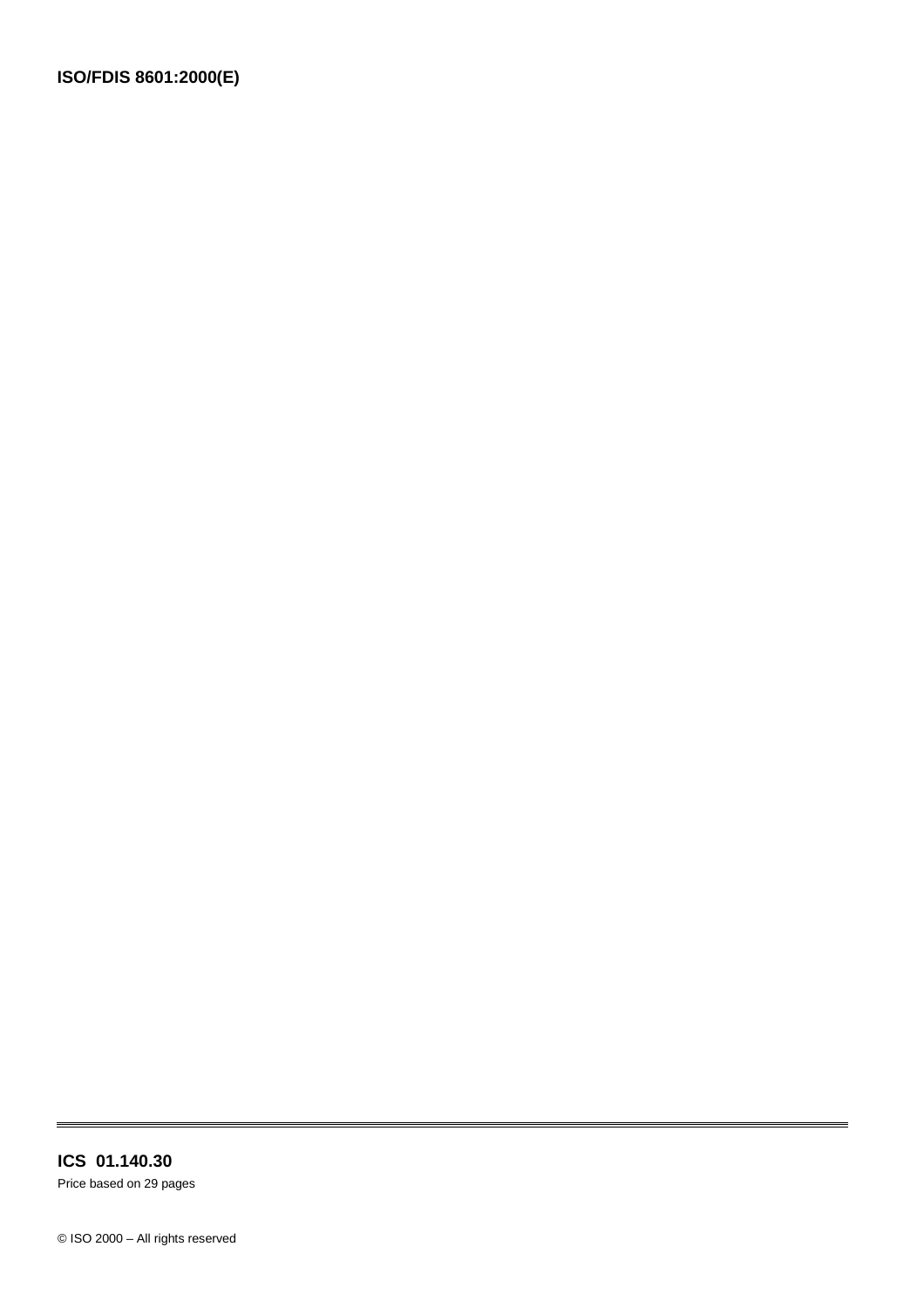ICS 01.140.30

Price based on 29 pages